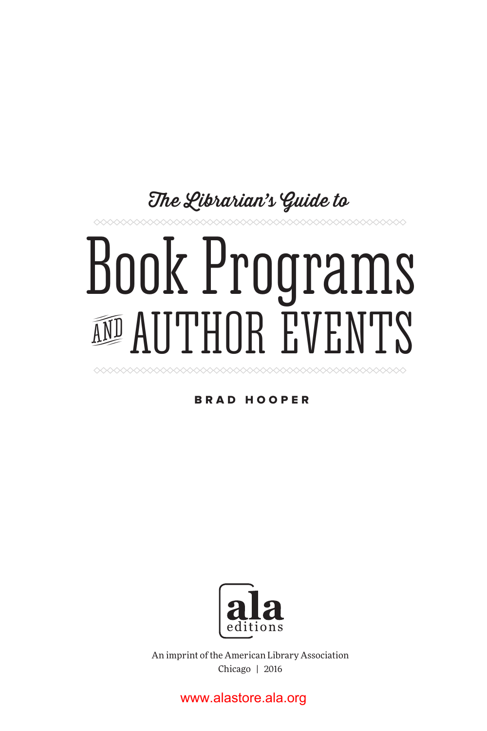*The Librarian's Guide to*

# Book Programs and Author Events

**BRAD HOOPER**

ala editions

An imprint of the American Library Association
Chicago | 2016

www.alastore.ala.org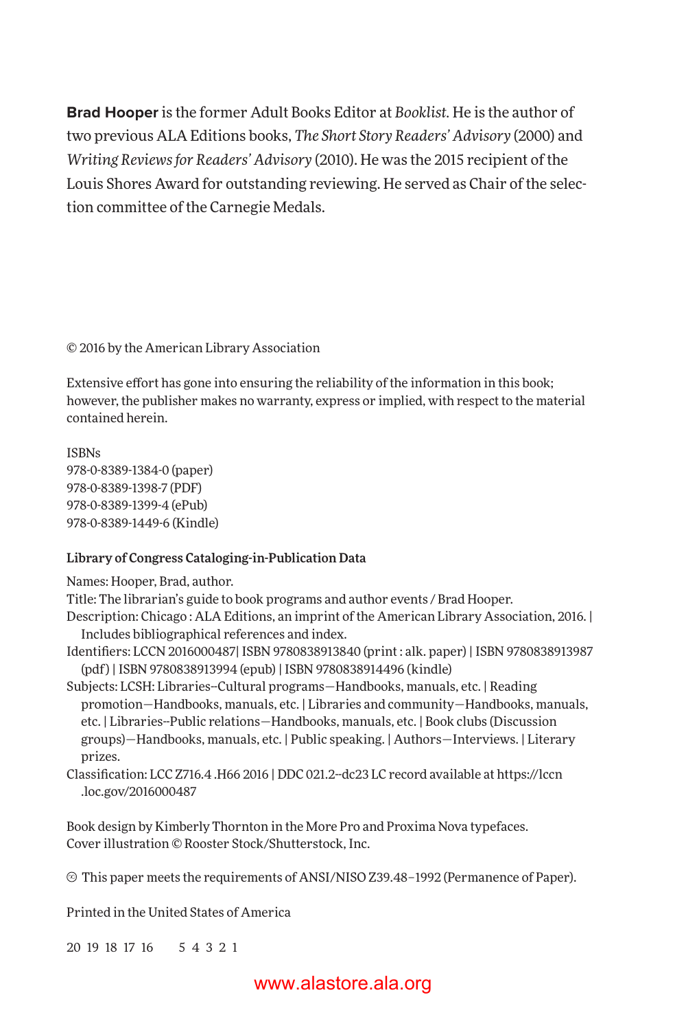**Brad Hooper** is the former Adult Books Editor at *Booklist*. He is the author of two previous ALA Editions books, *The Short Story Readers' Advisory* (2000) and *Writing Reviews for Readers' Advisory* (2010). He was the 2015 recipient of the Louis Shores Award for outstanding reviewing. He served as Chair of the selection committee of the Carnegie Medals.

© 2016 by the American Library Association

Extensive effort has gone into ensuring the reliability of the information in this book; however, the publisher makes no warranty, express or implied, with respect to the material contained herein.

ISBNs
978-0-8389-1384-0 (paper)
978-0-8389-1398-7 (PDF)
978-0-8389-1399-4 (ePub)
978-0-8389-1449-6 (Kindle)

**Library of Congress Cataloging-in-Publication Data**

Names: Hooper, Brad, author.
Title: The librarian's guide to book programs and author events / Brad Hooper.
Description: Chicago : ALA Editions, an imprint of the American Library Association, 2016. | Includes bibliographical references and index.
Identifiers: LCCN 2016000487| ISBN 9780838913840 (print : alk. paper) | ISBN 9780838913987 (pdf) | ISBN 9780838913994 (epub) | ISBN 9780838914496 (kindle)
Subjects: LCSH: Libraries--Cultural programs—Handbooks, manuals, etc. | Reading promotion—Handbooks, manuals, etc. | Libraries and community—Handbooks, manuals, etc. | Libraries--Public relations—Handbooks, manuals, etc. | Book clubs (Discussion groups)—Handbooks, manuals, etc. | Public speaking. | Authors—Interviews. | Literary prizes.
Classification: LCC Z716.4 .H66 2016 | DDC 021.2--dc23 LC record available at https://lccn.loc.gov/2016000487

Book design by Kimberly Thornton in the More Pro and Proxima Nova typefaces.
Cover illustration © Rooster Stock/Shutterstock, Inc.

♾ This paper meets the requirements of ANSI/NISO Z39.48–1992 (Permanence of Paper).

Printed in the United States of America

20 19 18 17 16 5 4 3 2 1

www.alastore.ala.org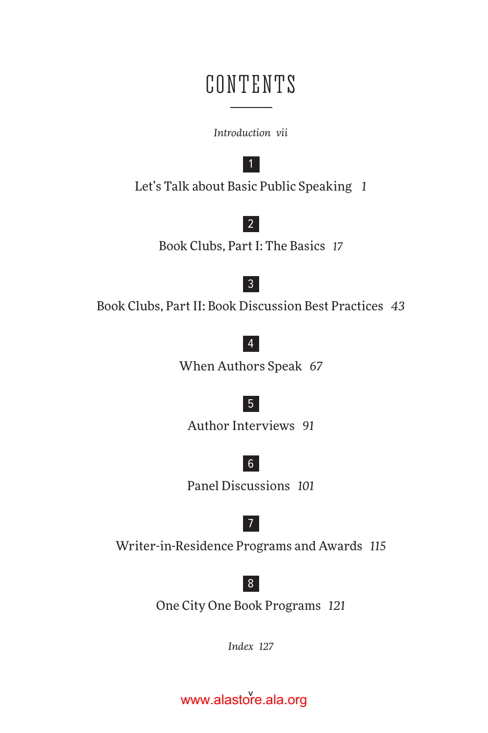# CONTENTS

*Introduction vii*

1

Let's Talk about Basic Public Speaking *1*

2

Book Clubs, Part I: The Basics *17*

3

Book Clubs, Part II: Book Discussion Best Practices *43*

4

When Authors Speak *67*

5

Author Interviews *91*

6

Panel Discussions *101*

7

Writer-in-Residence Programs and Awards *115*

8

One City One Book Programs *121*

*Index 127*

www.alastore.ala.org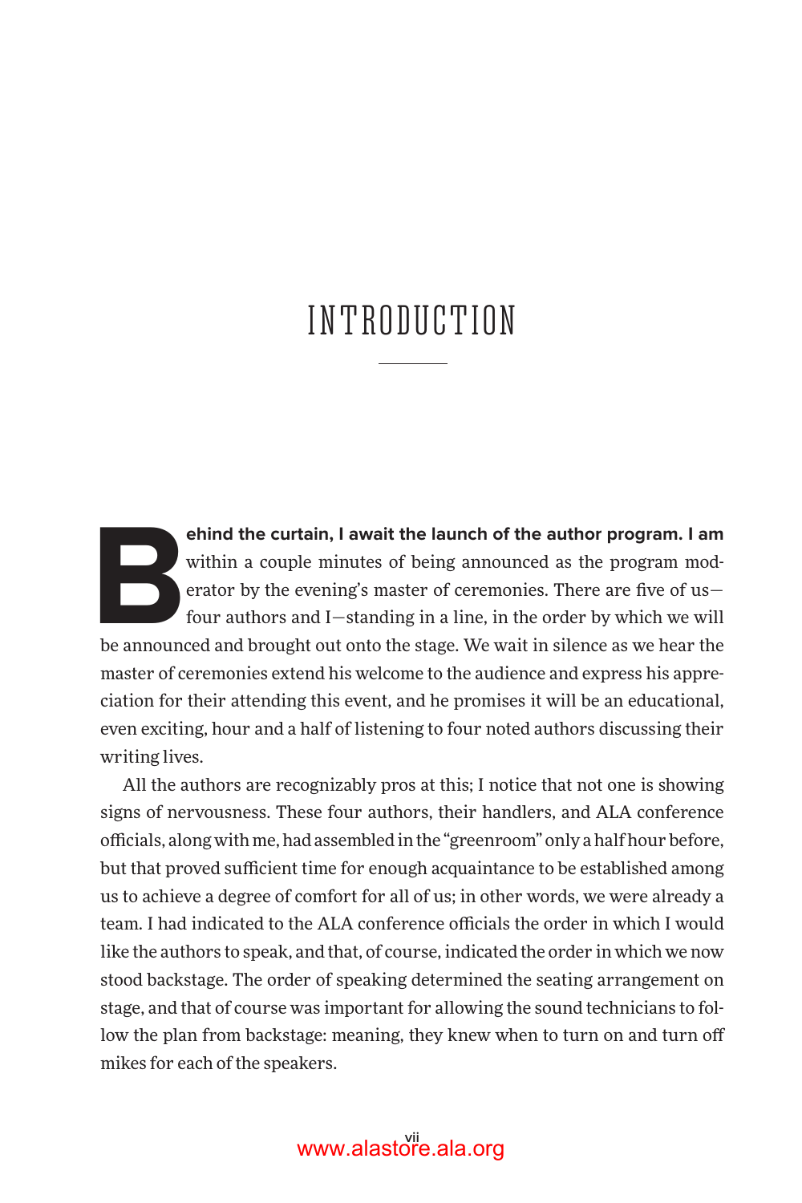# INTRODUCTION

**Behind the curtain, I await the launch of the author program. I am** within a couple minutes of being announced as the program moderator by the evening's master of ceremonies. There are five of us—four authors and I—standing in a line, in the order by which we will be announced and brought out onto the stage. We wait in silence as we hear the master of ceremonies extend his welcome to the audience and express his appreciation for their attending this event, and he promises it will be an educational, even exciting, hour and a half of listening to four noted authors discussing their writing lives.

All the authors are recognizably pros at this; I notice that not one is showing signs of nervousness. These four authors, their handlers, and ALA conference officials, along with me, had assembled in the "greenroom" only a half hour before, but that proved sufficient time for enough acquaintance to be established among us to achieve a degree of comfort for all of us; in other words, we were already a team. I had indicated to the ALA conference officials the order in which I would like the authors to speak, and that, of course, indicated the order in which we now stood backstage. The order of speaking determined the seating arrangement on stage, and that of course was important for allowing the sound technicians to follow the plan from backstage: meaning, they knew when to turn on and turn off mikes for each of the speakers.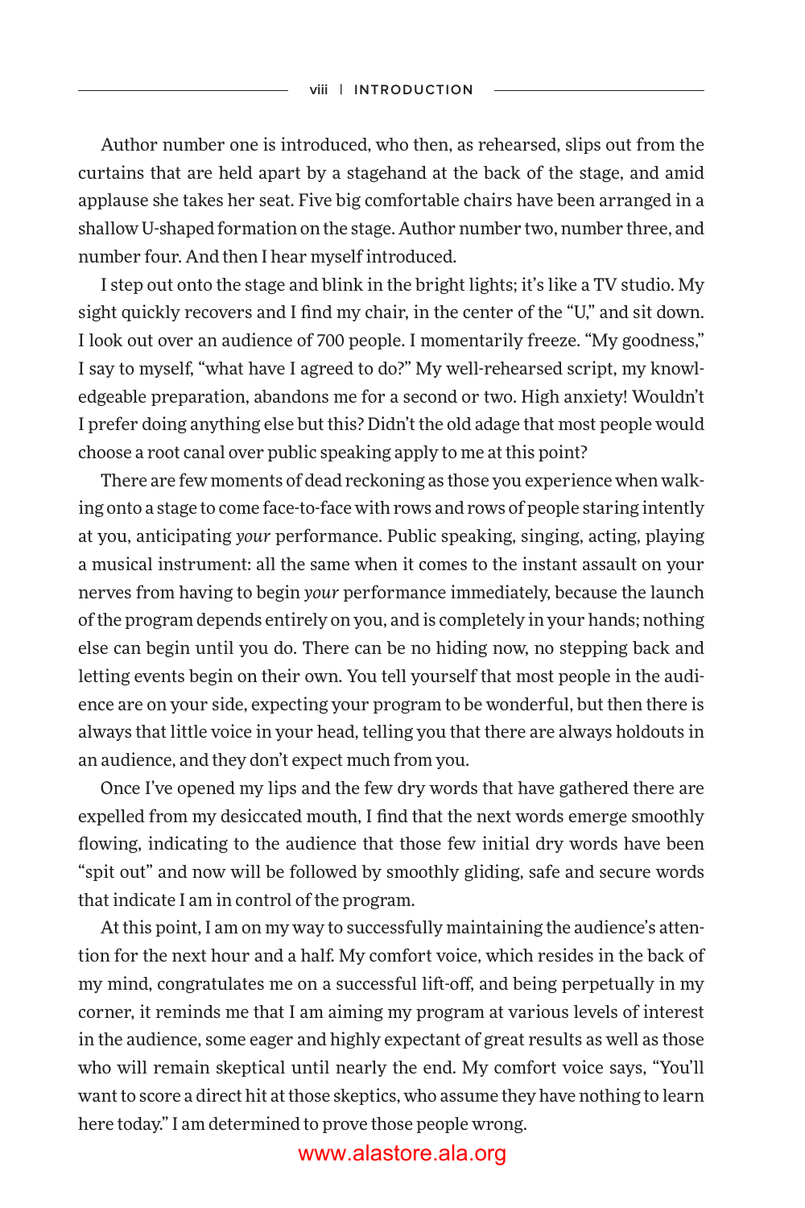Author number one is introduced, who then, as rehearsed, slips out from the curtains that are held apart by a stagehand at the back of the stage, and amid applause she takes her seat. Five big comfortable chairs have been arranged in a shallow U-shaped formation on the stage. Author number two, number three, and number four. And then I hear myself introduced.

I step out onto the stage and blink in the bright lights; it's like a TV studio. My sight quickly recovers and I find my chair, in the center of the "U," and sit down. I look out over an audience of 700 people. I momentarily freeze. "My goodness," I say to myself, "what have I agreed to do?" My well-rehearsed script, my knowledgeable preparation, abandons me for a second or two. High anxiety! Wouldn't I prefer doing anything else but this? Didn't the old adage that most people would choose a root canal over public speaking apply to me at this point?

There are few moments of dead reckoning as those you experience when walking onto a stage to come face-to-face with rows and rows of people staring intently at you, anticipating *your* performance. Public speaking, singing, acting, playing a musical instrument: all the same when it comes to the instant assault on your nerves from having to begin *your* performance immediately, because the launch of the program depends entirely on you, and is completely in your hands; nothing else can begin until you do. There can be no hiding now, no stepping back and letting events begin on their own. You tell yourself that most people in the audience are on your side, expecting your program to be wonderful, but then there is always that little voice in your head, telling you that there are always holdouts in an audience, and they don't expect much from you.

Once I've opened my lips and the few dry words that have gathered there are expelled from my desiccated mouth, I find that the next words emerge smoothly flowing, indicating to the audience that those few initial dry words have been "spit out" and now will be followed by smoothly gliding, safe and secure words that indicate I am in control of the program.

At this point, I am on my way to successfully maintaining the audience's attention for the next hour and a half. My comfort voice, which resides in the back of my mind, congratulates me on a successful lift-off, and being perpetually in my corner, it reminds me that I am aiming my program at various levels of interest in the audience, some eager and highly expectant of great results as well as those who will remain skeptical until nearly the end. My comfort voice says, "You'll want to score a direct hit at those skeptics, who assume they have nothing to learn here today." I am determined to prove those people wrong.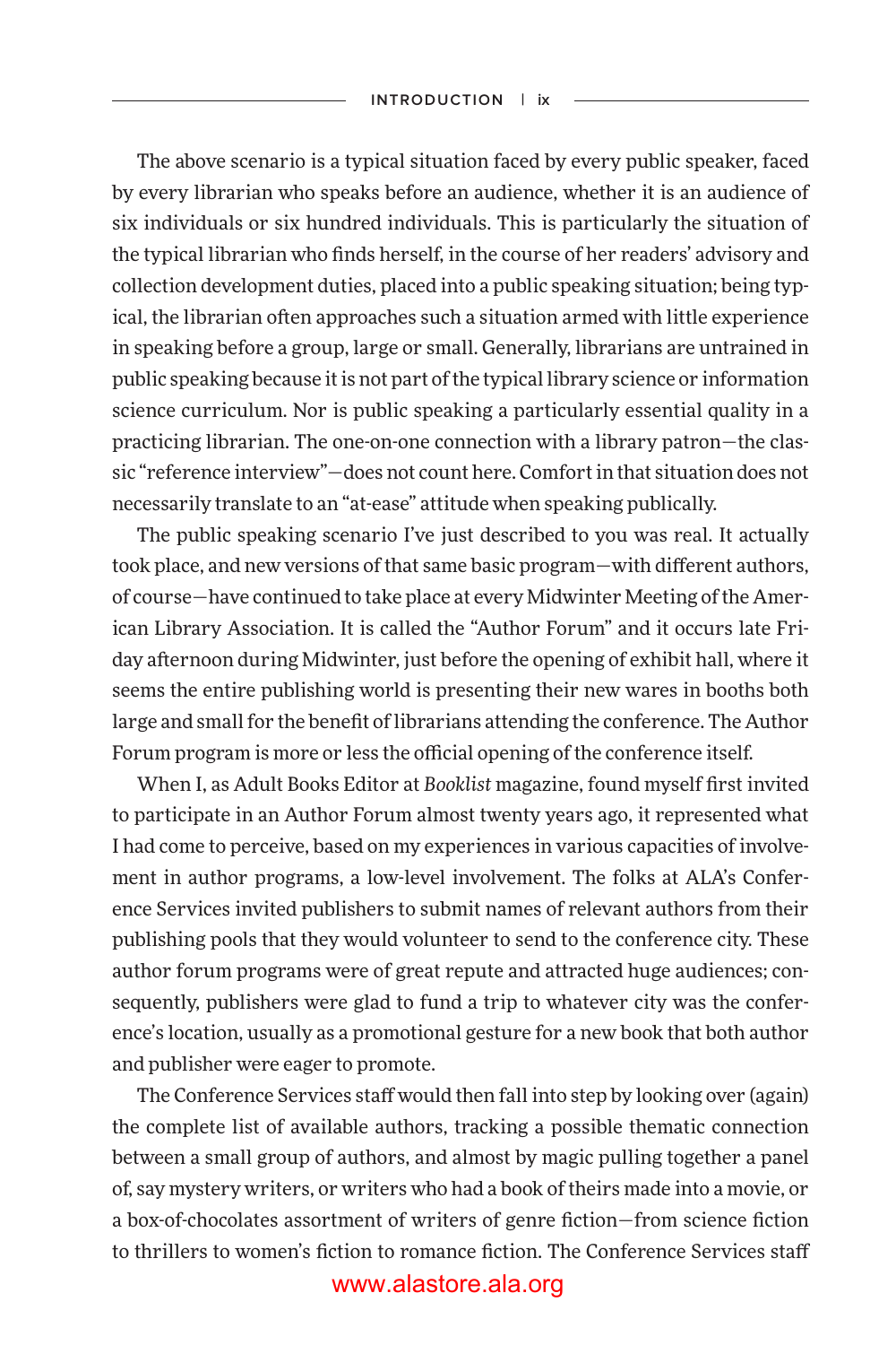The above scenario is a typical situation faced by every public speaker, faced by every librarian who speaks before an audience, whether it is an audience of six individuals or six hundred individuals. This is particularly the situation of the typical librarian who finds herself, in the course of her readers' advisory and collection development duties, placed into a public speaking situation; being typical, the librarian often approaches such a situation armed with little experience in speaking before a group, large or small. Generally, librarians are untrained in public speaking because it is not part of the typical library science or information science curriculum. Nor is public speaking a particularly essential quality in a practicing librarian. The one-on-one connection with a library patron—the classic "reference interview"—does not count here. Comfort in that situation does not necessarily translate to an "at-ease" attitude when speaking publically.

The public speaking scenario I've just described to you was real. It actually took place, and new versions of that same basic program—with different authors, of course—have continued to take place at every Midwinter Meeting of the American Library Association. It is called the "Author Forum" and it occurs late Friday afternoon during Midwinter, just before the opening of exhibit hall, where it seems the entire publishing world is presenting their new wares in booths both large and small for the benefit of librarians attending the conference. The Author Forum program is more or less the official opening of the conference itself.

When I, as Adult Books Editor at *Booklist* magazine, found myself first invited to participate in an Author Forum almost twenty years ago, it represented what I had come to perceive, based on my experiences in various capacities of involvement in author programs, a low-level involvement. The folks at ALA's Conference Services invited publishers to submit names of relevant authors from their publishing pools that they would volunteer to send to the conference city. These author forum programs were of great repute and attracted huge audiences; consequently, publishers were glad to fund a trip to whatever city was the conference's location, usually as a promotional gesture for a new book that both author and publisher were eager to promote.

The Conference Services staff would then fall into step by looking over (again) the complete list of available authors, tracking a possible thematic connection between a small group of authors, and almost by magic pulling together a panel of, say mystery writers, or writers who had a book of theirs made into a movie, or a box-of-chocolates assortment of writers of genre fiction—from science fiction to thrillers to women's fiction to romance fiction. The Conference Services staff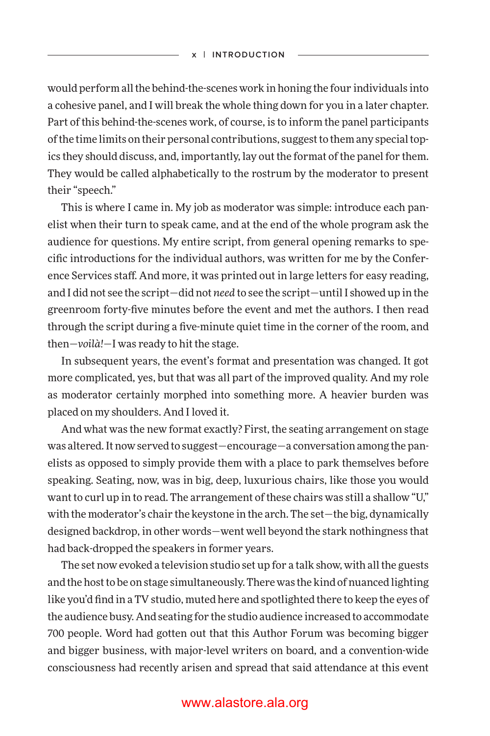would perform all the behind-the-scenes work in honing the four individuals into a cohesive panel, and I will break the whole thing down for you in a later chapter. Part of this behind-the-scenes work, of course, is to inform the panel participants of the time limits on their personal contributions, suggest to them any special topics they should discuss, and, importantly, lay out the format of the panel for them. They would be called alphabetically to the rostrum by the moderator to present their "speech."

This is where I came in. My job as moderator was simple: introduce each panelist when their turn to speak came, and at the end of the whole program ask the audience for questions. My entire script, from general opening remarks to specific introductions for the individual authors, was written for me by the Conference Services staff. And more, it was printed out in large letters for easy reading, and I did not see the script—did not *need* to see the script—until I showed up in the greenroom forty-five minutes before the event and met the authors. I then read through the script during a five-minute quiet time in the corner of the room, and then—*voilà!*—I was ready to hit the stage.

In subsequent years, the event's format and presentation was changed. It got more complicated, yes, but that was all part of the improved quality. And my role as moderator certainly morphed into something more. A heavier burden was placed on my shoulders. And I loved it.

And what was the new format exactly? First, the seating arrangement on stage was altered. It now served to suggest—encourage—a conversation among the panelists as opposed to simply provide them with a place to park themselves before speaking. Seating, now, was in big, deep, luxurious chairs, like those you would want to curl up in to read. The arrangement of these chairs was still a shallow "U," with the moderator's chair the keystone in the arch. The set—the big, dynamically designed backdrop, in other words—went well beyond the stark nothingness that had back-dropped the speakers in former years.

The set now evoked a television studio set up for a talk show, with all the guests and the host to be on stage simultaneously. There was the kind of nuanced lighting like you'd find in a TV studio, muted here and spotlighted there to keep the eyes of the audience busy. And seating for the studio audience increased to accommodate 700 people. Word had gotten out that this Author Forum was becoming bigger and bigger business, with major-level writers on board, and a convention-wide consciousness had recently arisen and spread that said attendance at this event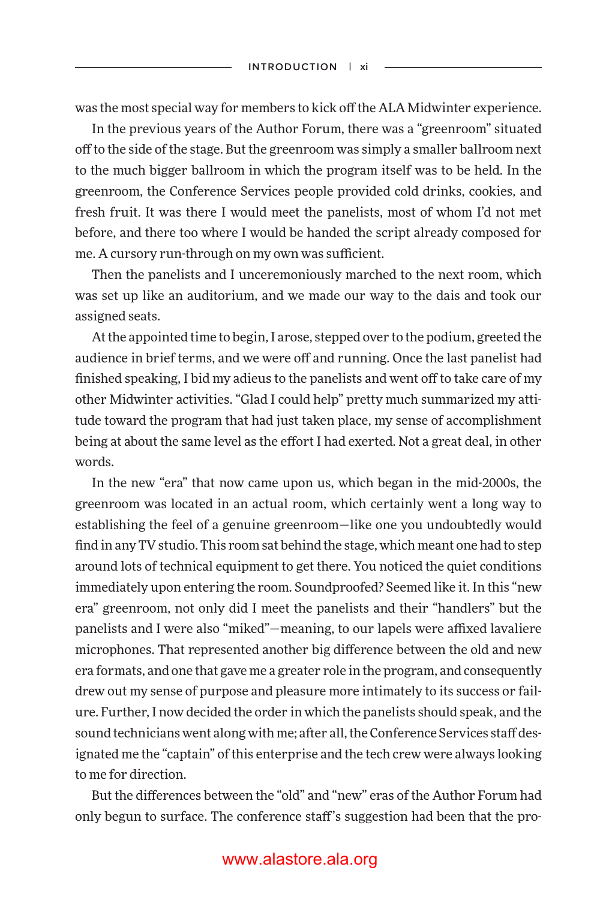was the most special way for members to kick off the ALA Midwinter experience.

In the previous years of the Author Forum, there was a "greenroom" situated off to the side of the stage. But the greenroom was simply a smaller ballroom next to the much bigger ballroom in which the program itself was to be held. In the greenroom, the Conference Services people provided cold drinks, cookies, and fresh fruit. It was there I would meet the panelists, most of whom I'd not met before, and there too where I would be handed the script already composed for me. A cursory run-through on my own was sufficient.

Then the panelists and I unceremoniously marched to the next room, which was set up like an auditorium, and we made our way to the dais and took our assigned seats.

At the appointed time to begin, I arose, stepped over to the podium, greeted the audience in brief terms, and we were off and running. Once the last panelist had finished speaking, I bid my adieus to the panelists and went off to take care of my other Midwinter activities. "Glad I could help" pretty much summarized my attitude toward the program that had just taken place, my sense of accomplishment being at about the same level as the effort I had exerted. Not a great deal, in other words.

In the new "era" that now came upon us, which began in the mid-2000s, the greenroom was located in an actual room, which certainly went a long way to establishing the feel of a genuine greenroom—like one you undoubtedly would find in any TV studio. This room sat behind the stage, which meant one had to step around lots of technical equipment to get there. You noticed the quiet conditions immediately upon entering the room. Soundproofed? Seemed like it. In this "new era" greenroom, not only did I meet the panelists and their "handlers" but the panelists and I were also "miked"—meaning, to our lapels were affixed lavaliere microphones. That represented another big difference between the old and new era formats, and one that gave me a greater role in the program, and consequently drew out my sense of purpose and pleasure more intimately to its success or failure. Further, I now decided the order in which the panelists should speak, and the sound technicians went along with me; after all, the Conference Services staff designated me the "captain" of this enterprise and the tech crew were always looking to me for direction.

But the differences between the "old" and "new" eras of the Author Forum had only begun to surface. The conference staff's suggestion had been that the pro-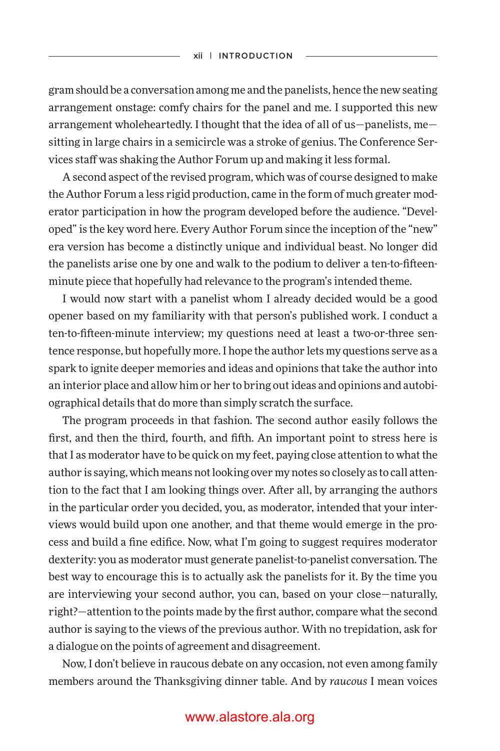gram should be a conversation among me and the panelists, hence the new seating arrangement onstage: comfy chairs for the panel and me. I supported this new arrangement wholeheartedly. I thought that the idea of all of us—panelists, me—sitting in large chairs in a semicircle was a stroke of genius. The Conference Services staff was shaking the Author Forum up and making it less formal.

A second aspect of the revised program, which was of course designed to make the Author Forum a less rigid production, came in the form of much greater moderator participation in how the program developed before the audience. "Developed" is the key word here. Every Author Forum since the inception of the "new" era version has become a distinctly unique and individual beast. No longer did the panelists arise one by one and walk to the podium to deliver a ten-to-fifteen-minute piece that hopefully had relevance to the program's intended theme.

I would now start with a panelist whom I already decided would be a good opener based on my familiarity with that person's published work. I conduct a ten-to-fifteen-minute interview; my questions need at least a two-or-three sentence response, but hopefully more. I hope the author lets my questions serve as a spark to ignite deeper memories and ideas and opinions that take the author into an interior place and allow him or her to bring out ideas and opinions and autobiographical details that do more than simply scratch the surface.

The program proceeds in that fashion. The second author easily follows the first, and then the third, fourth, and fifth. An important point to stress here is that I as moderator have to be quick on my feet, paying close attention to what the author is saying, which means not looking over my notes so closely as to call attention to the fact that I am looking things over. After all, by arranging the authors in the particular order you decided, you, as moderator, intended that your interviews would build upon one another, and that theme would emerge in the process and build a fine edifice. Now, what I'm going to suggest requires moderator dexterity: you as moderator must generate panelist-to-panelist conversation. The best way to encourage this is to actually ask the panelists for it. By the time you are interviewing your second author, you can, based on your close—naturally, right?—attention to the points made by the first author, compare what the second author is saying to the views of the previous author. With no trepidation, ask for a dialogue on the points of agreement and disagreement.

Now, I don't believe in raucous debate on any occasion, not even among family members around the Thanksgiving dinner table. And by *raucous* I mean voices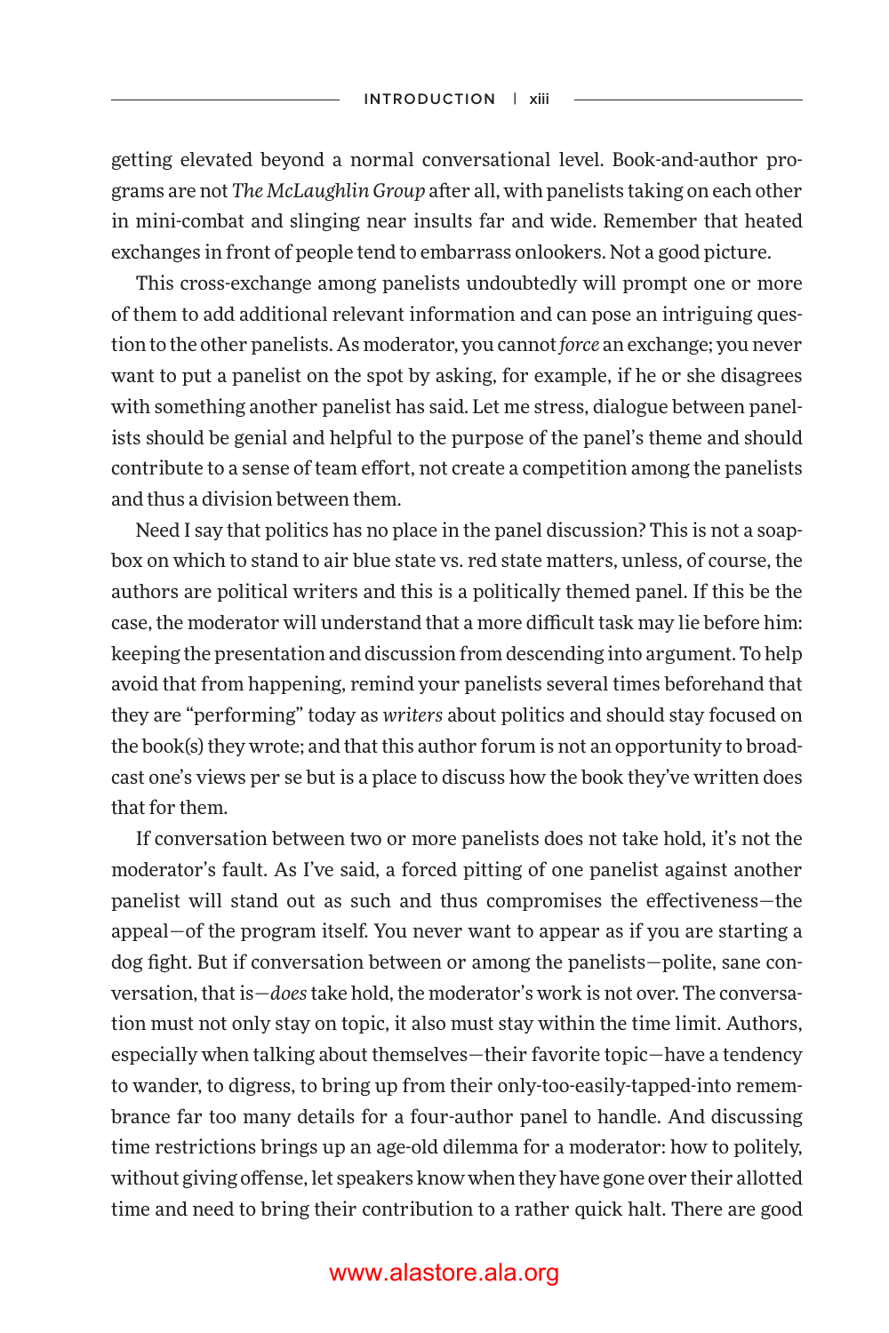getting elevated beyond a normal conversational level. Book-and-author programs are not *The McLaughlin Group* after all, with panelists taking on each other in mini-combat and slinging near insults far and wide. Remember that heated exchanges in front of people tend to embarrass onlookers. Not a good picture.

This cross-exchange among panelists undoubtedly will prompt one or more of them to add additional relevant information and can pose an intriguing question to the other panelists. As moderator, you cannot *force* an exchange; you never want to put a panelist on the spot by asking, for example, if he or she disagrees with something another panelist has said. Let me stress, dialogue between panelists should be genial and helpful to the purpose of the panel's theme and should contribute to a sense of team effort, not create a competition among the panelists and thus a division between them.

Need I say that politics has no place in the panel discussion? This is not a soapbox on which to stand to air blue state vs. red state matters, unless, of course, the authors are political writers and this is a politically themed panel. If this be the case, the moderator will understand that a more difficult task may lie before him: keeping the presentation and discussion from descending into argument. To help avoid that from happening, remind your panelists several times beforehand that they are "performing" today as *writers* about politics and should stay focused on the book(s) they wrote; and that this author forum is not an opportunity to broadcast one's views per se but is a place to discuss how the book they've written does that for them.

If conversation between two or more panelists does not take hold, it's not the moderator's fault. As I've said, a forced pitting of one panelist against another panelist will stand out as such and thus compromises the effectiveness—the appeal—of the program itself. You never want to appear as if you are starting a dog fight. But if conversation between or among the panelists—polite, sane conversation, that is—*does* take hold, the moderator's work is not over. The conversation must not only stay on topic, it also must stay within the time limit. Authors, especially when talking about themselves—their favorite topic—have a tendency to wander, to digress, to bring up from their only-too-easily-tapped-into remembrance far too many details for a four-author panel to handle. And discussing time restrictions brings up an age-old dilemma for a moderator: how to politely, without giving offense, let speakers know when they have gone over their allotted time and need to bring their contribution to a rather quick halt. There are good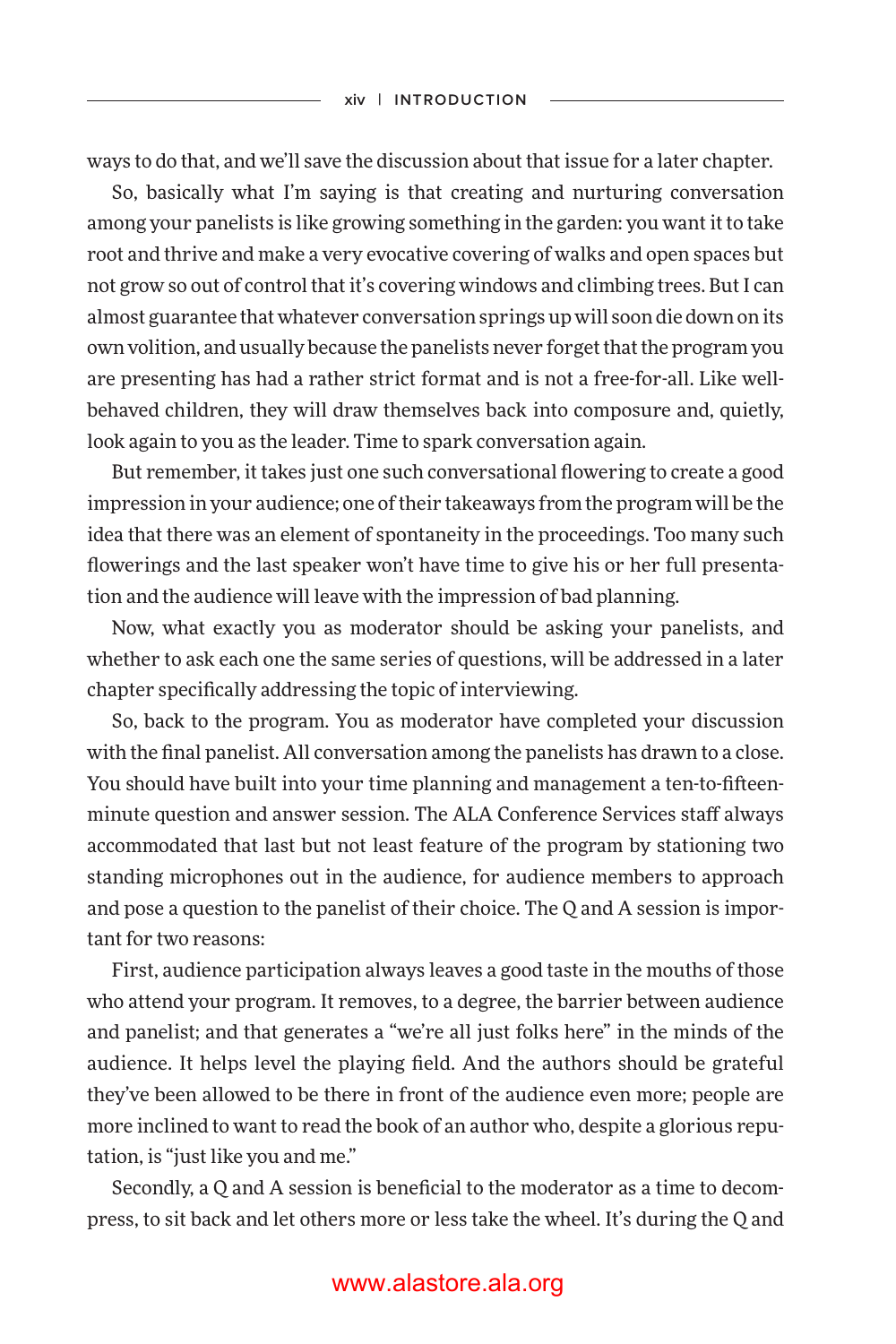ways to do that, and we'll save the discussion about that issue for a later chapter.

So, basically what I'm saying is that creating and nurturing conversation among your panelists is like growing something in the garden: you want it to take root and thrive and make a very evocative covering of walks and open spaces but not grow so out of control that it's covering windows and climbing trees. But I can almost guarantee that whatever conversation springs up will soon die down on its own volition, and usually because the panelists never forget that the program you are presenting has had a rather strict format and is not a free-for-all. Like well-behaved children, they will draw themselves back into composure and, quietly, look again to you as the leader. Time to spark conversation again.

But remember, it takes just one such conversational flowering to create a good impression in your audience; one of their takeaways from the program will be the idea that there was an element of spontaneity in the proceedings. Too many such flowerings and the last speaker won't have time to give his or her full presentation and the audience will leave with the impression of bad planning.

Now, what exactly you as moderator should be asking your panelists, and whether to ask each one the same series of questions, will be addressed in a later chapter specifically addressing the topic of interviewing.

So, back to the program. You as moderator have completed your discussion with the final panelist. All conversation among the panelists has drawn to a close. You should have built into your time planning and management a ten-to-fifteen-minute question and answer session. The ALA Conference Services staff always accommodated that last but not least feature of the program by stationing two standing microphones out in the audience, for audience members to approach and pose a question to the panelist of their choice. The Q and A session is important for two reasons:

First, audience participation always leaves a good taste in the mouths of those who attend your program. It removes, to a degree, the barrier between audience and panelist; and that generates a "we're all just folks here" in the minds of the audience. It helps level the playing field. And the authors should be grateful they've been allowed to be there in front of the audience even more; people are more inclined to want to read the book of an author who, despite a glorious reputation, is "just like you and me."

Secondly, a Q and A session is beneficial to the moderator as a time to decompress, to sit back and let others more or less take the wheel. It's during the Q and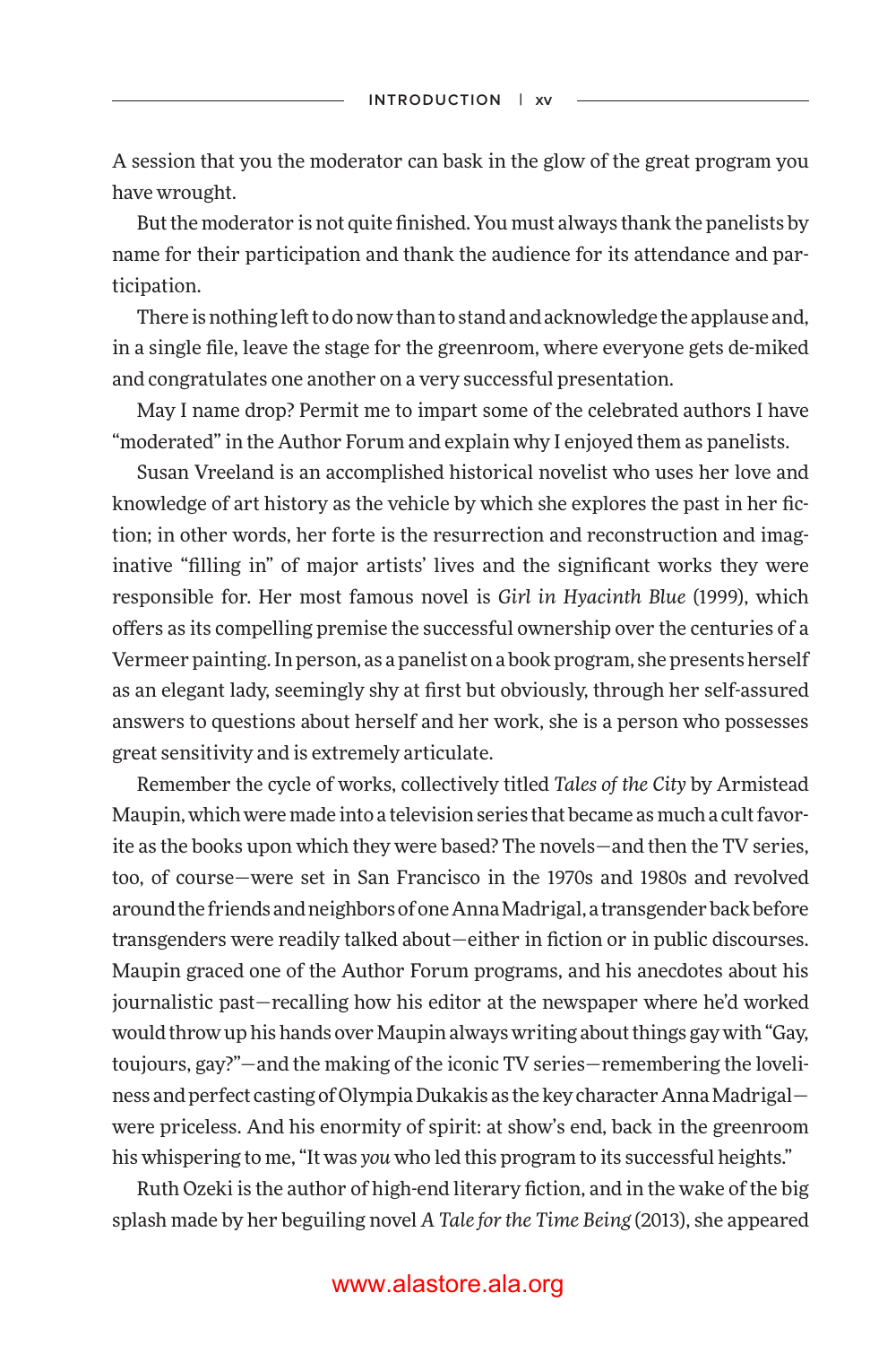A session that you the moderator can bask in the glow of the great program you have wrought.

But the moderator is not quite finished. You must always thank the panelists by name for their participation and thank the audience for its attendance and participation.

There is nothing left to do now than to stand and acknowledge the applause and, in a single file, leave the stage for the greenroom, where everyone gets de-miked and congratulates one another on a very successful presentation.

May I name drop? Permit me to impart some of the celebrated authors I have "moderated" in the Author Forum and explain why I enjoyed them as panelists.

Susan Vreeland is an accomplished historical novelist who uses her love and knowledge of art history as the vehicle by which she explores the past in her fiction; in other words, her forte is the resurrection and reconstruction and imaginative "filling in" of major artists' lives and the significant works they were responsible for. Her most famous novel is *Girl in Hyacinth Blue* (1999), which offers as its compelling premise the successful ownership over the centuries of a Vermeer painting. In person, as a panelist on a book program, she presents herself as an elegant lady, seemingly shy at first but obviously, through her self-assured answers to questions about herself and her work, she is a person who possesses great sensitivity and is extremely articulate.

Remember the cycle of works, collectively titled *Tales of the City* by Armistead Maupin, which were made into a television series that became as much a cult favorite as the books upon which they were based? The novels—and then the TV series, too, of course—were set in San Francisco in the 1970s and 1980s and revolved around the friends and neighbors of one Anna Madrigal, a transgender back before transgenders were readily talked about—either in fiction or in public discourses. Maupin graced one of the Author Forum programs, and his anecdotes about his journalistic past—recalling how his editor at the newspaper where he'd worked would throw up his hands over Maupin always writing about things gay with "Gay, toujours, gay?"—and the making of the iconic TV series—remembering the loveliness and perfect casting of Olympia Dukakis as the key character Anna Madrigal—were priceless. And his enormity of spirit: at show's end, back in the greenroom his whispering to me, "It was *you* who led this program to its successful heights."

Ruth Ozeki is the author of high-end literary fiction, and in the wake of the big splash made by her beguiling novel *A Tale for the Time Being* (2013), she appeared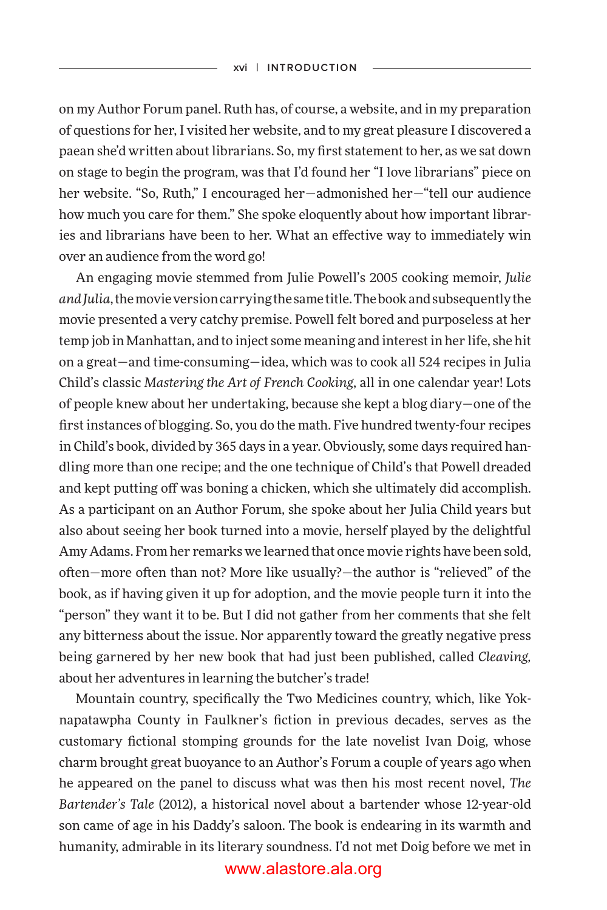on my Author Forum panel. Ruth has, of course, a website, and in my preparation of questions for her, I visited her website, and to my great pleasure I discovered a paean she'd written about librarians. So, my first statement to her, as we sat down on stage to begin the program, was that I'd found her "I love librarians" piece on her website. "So, Ruth," I encouraged her—admonished her—"tell our audience how much you care for them." She spoke eloquently about how important libraries and librarians have been to her. What an effective way to immediately win over an audience from the word go!

An engaging movie stemmed from Julie Powell's 2005 cooking memoir, *Julie and Julia*, the movie version carrying the same title. The book and subsequently the movie presented a very catchy premise. Powell felt bored and purposeless at her temp job in Manhattan, and to inject some meaning and interest in her life, she hit on a great—and time-consuming—idea, which was to cook all 524 recipes in Julia Child's classic *Mastering the Art of French Cooking*, all in one calendar year! Lots of people knew about her undertaking, because she kept a blog diary—one of the first instances of blogging. So, you do the math. Five hundred twenty-four recipes in Child's book, divided by 365 days in a year. Obviously, some days required handling more than one recipe; and the one technique of Child's that Powell dreaded and kept putting off was boning a chicken, which she ultimately did accomplish. As a participant on an Author Forum, she spoke about her Julia Child years but also about seeing her book turned into a movie, herself played by the delightful Amy Adams. From her remarks we learned that once movie rights have been sold, often—more often than not? More like usually?—the author is "relieved" of the book, as if having given it up for adoption, and the movie people turn it into the "person" they want it to be. But I did not gather from her comments that she felt any bitterness about the issue. Nor apparently toward the greatly negative press being garnered by her new book that had just been published, called *Cleaving,* about her adventures in learning the butcher's trade!

Mountain country, specifically the Two Medicines country, which, like Yoknapatawpha County in Faulkner's fiction in previous decades, serves as the customary fictional stomping grounds for the late novelist Ivan Doig, whose charm brought great buoyance to an Author's Forum a couple of years ago when he appeared on the panel to discuss what was then his most recent novel, *The Bartender's Tale* (2012), a historical novel about a bartender whose 12-year-old son came of age in his Daddy's saloon. The book is endearing in its warmth and humanity, admirable in its literary soundness. I'd not met Doig before we met in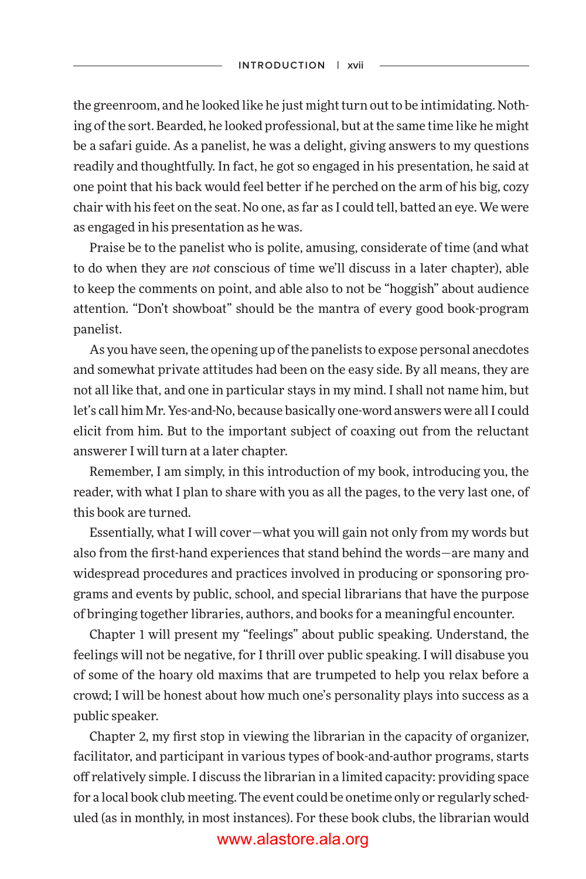the greenroom, and he looked like he just might turn out to be intimidating. Nothing of the sort. Bearded, he looked professional, but at the same time like he might be a safari guide. As a panelist, he was a delight, giving answers to my questions readily and thoughtfully. In fact, he got so engaged in his presentation, he said at one point that his back would feel better if he perched on the arm of his big, cozy chair with his feet on the seat. No one, as far as I could tell, batted an eye. We were as engaged in his presentation as he was.

Praise be to the panelist who is polite, amusing, considerate of time (and what to do when they are *not* conscious of time we'll discuss in a later chapter), able to keep the comments on point, and able also to not be "hoggish" about audience attention. "Don't showboat" should be the mantra of every good book-program panelist.

As you have seen, the opening up of the panelists to expose personal anecdotes and somewhat private attitudes had been on the easy side. By all means, they are not all like that, and one in particular stays in my mind. I shall not name him, but let's call him Mr. Yes-and-No, because basically one-word answers were all I could elicit from him. But to the important subject of coaxing out from the reluctant answerer I will turn at a later chapter.

Remember, I am simply, in this introduction of my book, introducing you, the reader, with what I plan to share with you as all the pages, to the very last one, of this book are turned.

Essentially, what I will cover—what you will gain not only from my words but also from the first-hand experiences that stand behind the words—are many and widespread procedures and practices involved in producing or sponsoring programs and events by public, school, and special librarians that have the purpose of bringing together libraries, authors, and books for a meaningful encounter.

Chapter 1 will present my "feelings" about public speaking. Understand, the feelings will not be negative, for I thrill over public speaking. I will disabuse you of some of the hoary old maxims that are trumpeted to help you relax before a crowd; I will be honest about how much one's personality plays into success as a public speaker.

Chapter 2, my first stop in viewing the librarian in the capacity of organizer, facilitator, and participant in various types of book-and-author programs, starts off relatively simple. I discuss the librarian in a limited capacity: providing space for a local book club meeting. The event could be onetime only or regularly scheduled (as in monthly, in most instances). For these book clubs, the librarian would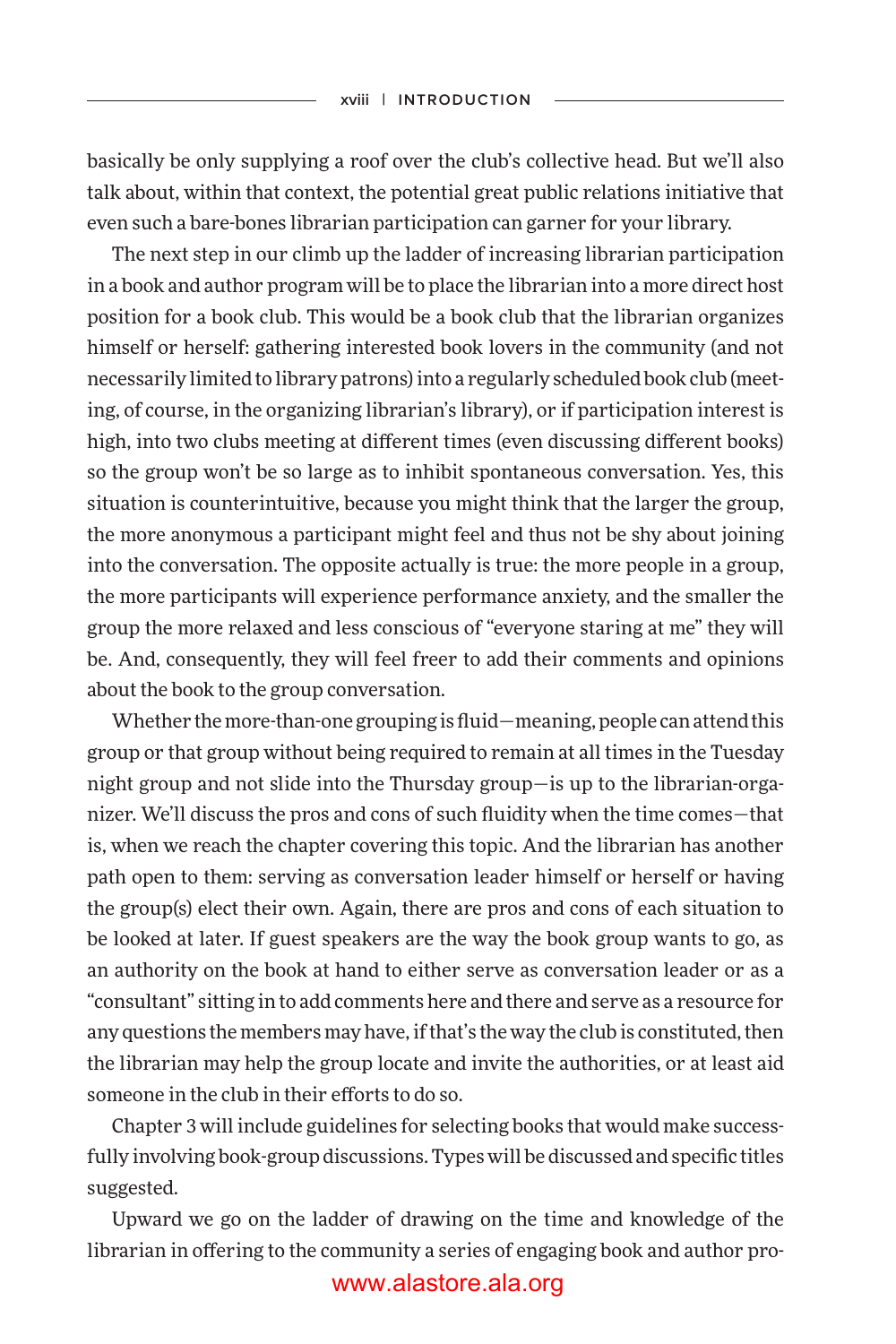basically be only supplying a roof over the club's collective head. But we'll also talk about, within that context, the potential great public relations initiative that even such a bare-bones librarian participation can garner for your library.

The next step in our climb up the ladder of increasing librarian participation in a book and author program will be to place the librarian into a more direct host position for a book club. This would be a book club that the librarian organizes himself or herself: gathering interested book lovers in the community (and not necessarily limited to library patrons) into a regularly scheduled book club (meeting, of course, in the organizing librarian's library), or if participation interest is high, into two clubs meeting at different times (even discussing different books) so the group won't be so large as to inhibit spontaneous conversation. Yes, this situation is counterintuitive, because you might think that the larger the group, the more anonymous a participant might feel and thus not be shy about joining into the conversation. The opposite actually is true: the more people in a group, the more participants will experience performance anxiety, and the smaller the group the more relaxed and less conscious of "everyone staring at me" they will be. And, consequently, they will feel freer to add their comments and opinions about the book to the group conversation.

Whether the more-than-one grouping is fluid—meaning, people can attend this group or that group without being required to remain at all times in the Tuesday night group and not slide into the Thursday group—is up to the librarian-organizer. We'll discuss the pros and cons of such fluidity when the time comes—that is, when we reach the chapter covering this topic. And the librarian has another path open to them: serving as conversation leader himself or herself or having the group(s) elect their own. Again, there are pros and cons of each situation to be looked at later. If guest speakers are the way the book group wants to go, as an authority on the book at hand to either serve as conversation leader or as a "consultant" sitting in to add comments here and there and serve as a resource for any questions the members may have, if that's the way the club is constituted, then the librarian may help the group locate and invite the authorities, or at least aid someone in the club in their efforts to do so.

Chapter 3 will include guidelines for selecting books that would make successfully involving book-group discussions. Types will be discussed and specific titles suggested.

Upward we go on the ladder of drawing on the time and knowledge of the librarian in offering to the community a series of engaging book and author pro-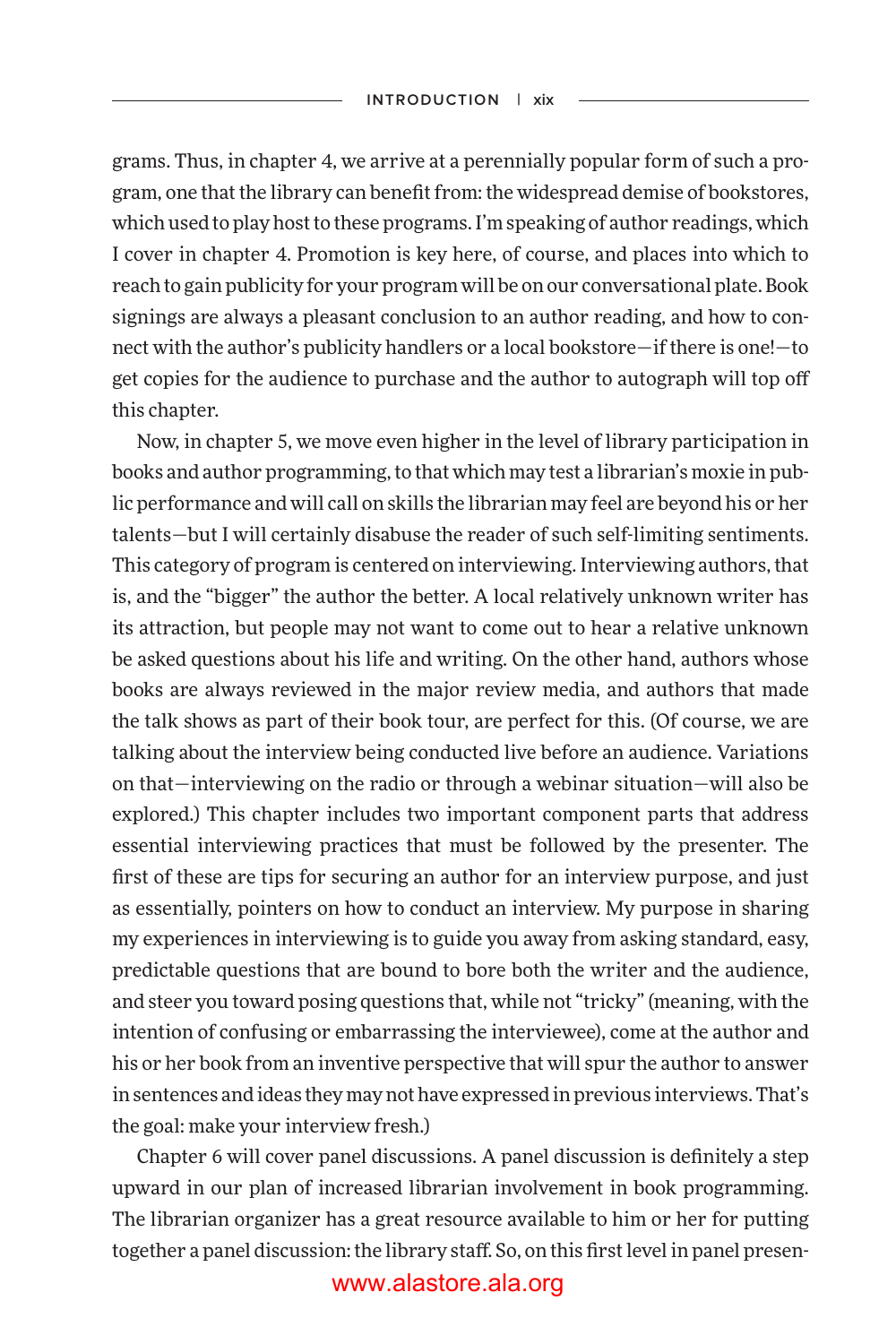grams. Thus, in chapter 4, we arrive at a perennially popular form of such a program, one that the library can benefit from: the widespread demise of bookstores, which used to play host to these programs. I'm speaking of author readings, which I cover in chapter 4. Promotion is key here, of course, and places into which to reach to gain publicity for your program will be on our conversational plate. Book signings are always a pleasant conclusion to an author reading, and how to connect with the author's publicity handlers or a local bookstore—if there is one!—to get copies for the audience to purchase and the author to autograph will top off this chapter.

Now, in chapter 5, we move even higher in the level of library participation in books and author programming, to that which may test a librarian's moxie in public performance and will call on skills the librarian may feel are beyond his or her talents—but I will certainly disabuse the reader of such self-limiting sentiments. This category of program is centered on interviewing. Interviewing authors, that is, and the "bigger" the author the better. A local relatively unknown writer has its attraction, but people may not want to come out to hear a relative unknown be asked questions about his life and writing. On the other hand, authors whose books are always reviewed in the major review media, and authors that made the talk shows as part of their book tour, are perfect for this. (Of course, we are talking about the interview being conducted live before an audience. Variations on that—interviewing on the radio or through a webinar situation—will also be explored.) This chapter includes two important component parts that address essential interviewing practices that must be followed by the presenter. The first of these are tips for securing an author for an interview purpose, and just as essentially, pointers on how to conduct an interview. My purpose in sharing my experiences in interviewing is to guide you away from asking standard, easy, predictable questions that are bound to bore both the writer and the audience, and steer you toward posing questions that, while not "tricky" (meaning, with the intention of confusing or embarrassing the interviewee), come at the author and his or her book from an inventive perspective that will spur the author to answer in sentences and ideas they may not have expressed in previous interviews. That's the goal: make your interview fresh.)

Chapter 6 will cover panel discussions. A panel discussion is definitely a step upward in our plan of increased librarian involvement in book programming. The librarian organizer has a great resource available to him or her for putting together a panel discussion: the library staff. So, on this first level in panel presen-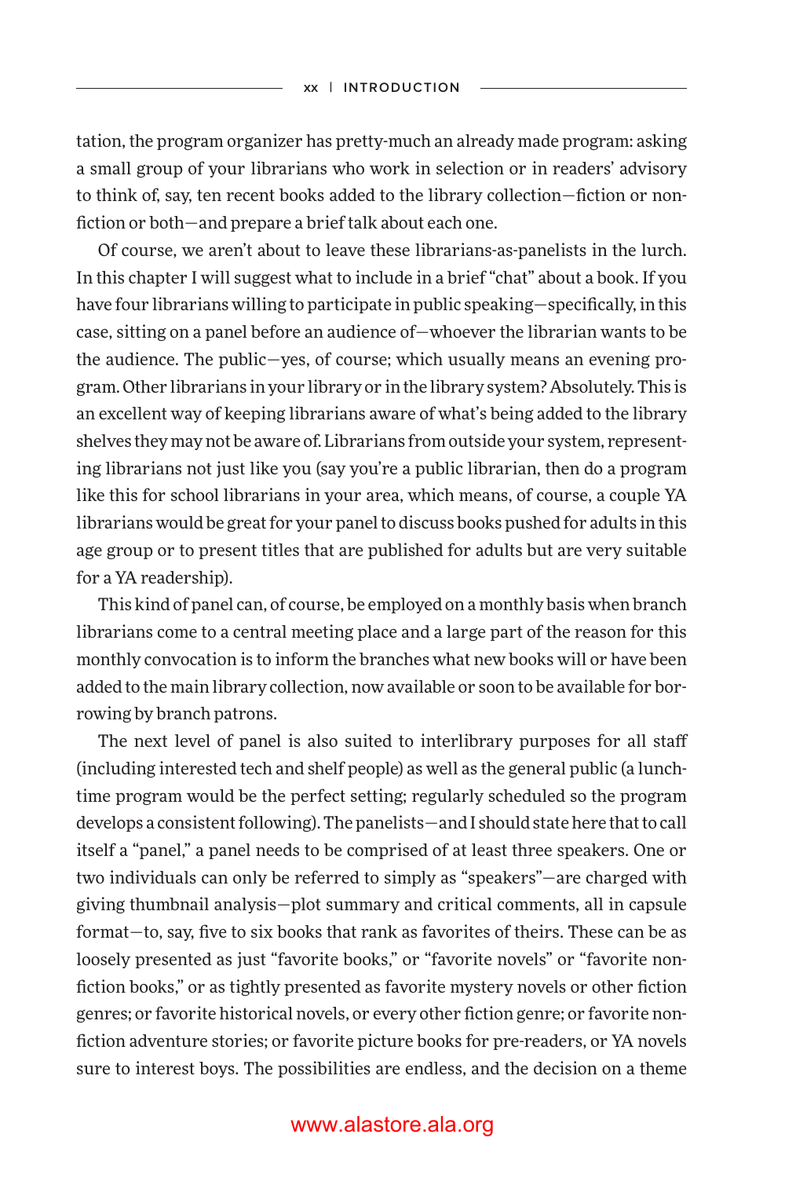tation, the program organizer has pretty-much an already made program: asking a small group of your librarians who work in selection or in readers' advisory to think of, say, ten recent books added to the library collection—fiction or nonfiction or both—and prepare a brief talk about each one.

Of course, we aren't about to leave these librarians-as-panelists in the lurch. In this chapter I will suggest what to include in a brief "chat" about a book. If you have four librarians willing to participate in public speaking—specifically, in this case, sitting on a panel before an audience of—whoever the librarian wants to be the audience. The public—yes, of course; which usually means an evening program. Other librarians in your library or in the library system? Absolutely. This is an excellent way of keeping librarians aware of what's being added to the library shelves they may not be aware of. Librarians from outside your system, representing librarians not just like you (say you're a public librarian, then do a program like this for school librarians in your area, which means, of course, a couple YA librarians would be great for your panel to discuss books pushed for adults in this age group or to present titles that are published for adults but are very suitable for a YA readership).

This kind of panel can, of course, be employed on a monthly basis when branch librarians come to a central meeting place and a large part of the reason for this monthly convocation is to inform the branches what new books will or have been added to the main library collection, now available or soon to be available for borrowing by branch patrons.

The next level of panel is also suited to interlibrary purposes for all staff (including interested tech and shelf people) as well as the general public (a lunchtime program would be the perfect setting; regularly scheduled so the program develops a consistent following). The panelists—and I should state here that to call itself a "panel," a panel needs to be comprised of at least three speakers. One or two individuals can only be referred to simply as "speakers"—are charged with giving thumbnail analysis—plot summary and critical comments, all in capsule format—to, say, five to six books that rank as favorites of theirs. These can be as loosely presented as just "favorite books," or "favorite novels" or "favorite nonfiction books," or as tightly presented as favorite mystery novels or other fiction genres; or favorite historical novels, or every other fiction genre; or favorite nonfiction adventure stories; or favorite picture books for pre-readers, or YA novels sure to interest boys. The possibilities are endless, and the decision on a theme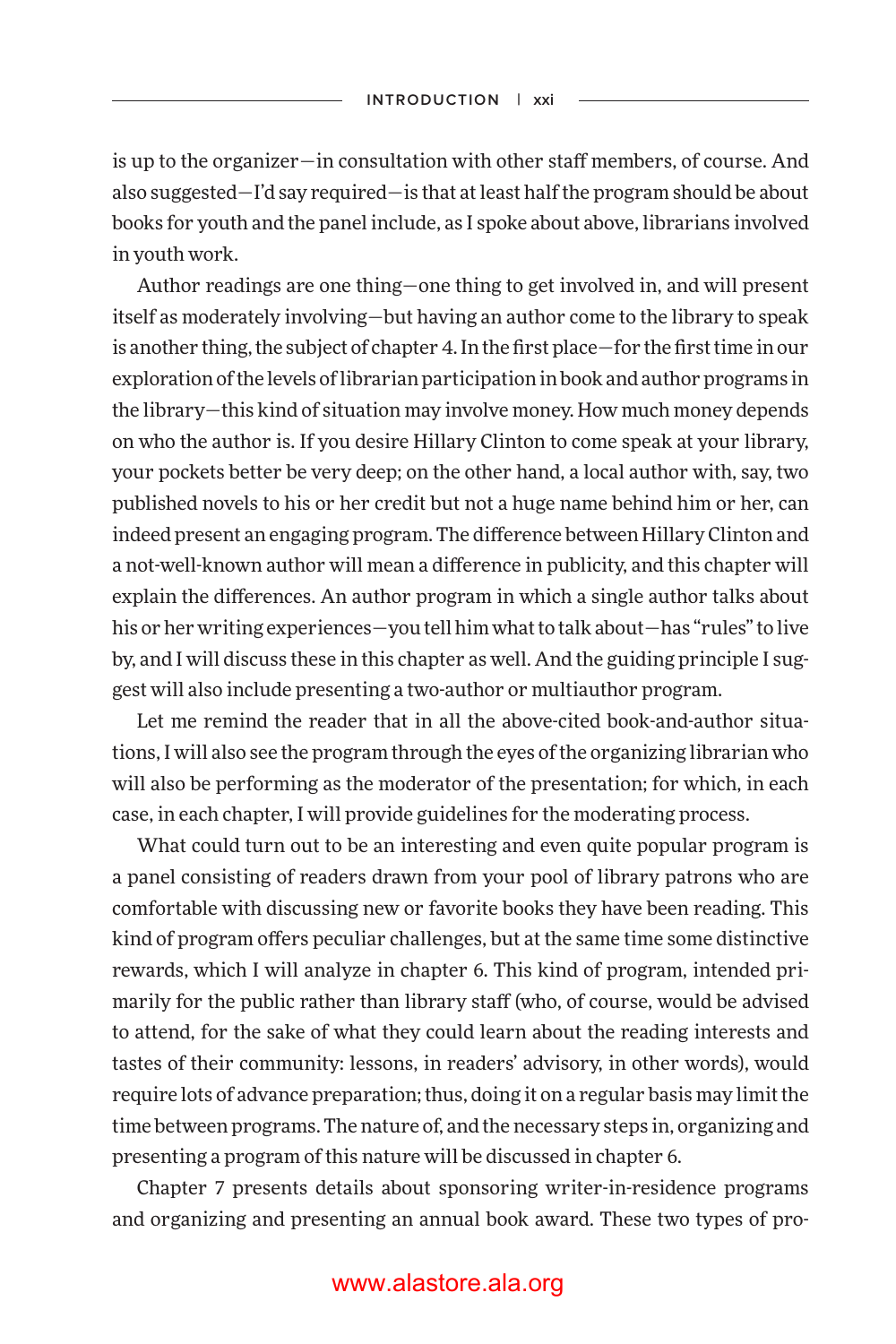is up to the organizer—in consultation with other staff members, of course. And also suggested—I'd say required—is that at least half the program should be about books for youth and the panel include, as I spoke about above, librarians involved in youth work.

Author readings are one thing—one thing to get involved in, and will present itself as moderately involving—but having an author come to the library to speak is another thing, the subject of chapter 4. In the first place—for the first time in our exploration of the levels of librarian participation in book and author programs in the library—this kind of situation may involve money. How much money depends on who the author is. If you desire Hillary Clinton to come speak at your library, your pockets better be very deep; on the other hand, a local author with, say, two published novels to his or her credit but not a huge name behind him or her, can indeed present an engaging program. The difference between Hillary Clinton and a not-well-known author will mean a difference in publicity, and this chapter will explain the differences. An author program in which a single author talks about his or her writing experiences—you tell him what to talk about—has "rules" to live by, and I will discuss these in this chapter as well. And the guiding principle I suggest will also include presenting a two-author or multiauthor program.

Let me remind the reader that in all the above-cited book-and-author situations, I will also see the program through the eyes of the organizing librarian who will also be performing as the moderator of the presentation; for which, in each case, in each chapter, I will provide guidelines for the moderating process.

What could turn out to be an interesting and even quite popular program is a panel consisting of readers drawn from your pool of library patrons who are comfortable with discussing new or favorite books they have been reading. This kind of program offers peculiar challenges, but at the same time some distinctive rewards, which I will analyze in chapter 6. This kind of program, intended primarily for the public rather than library staff (who, of course, would be advised to attend, for the sake of what they could learn about the reading interests and tastes of their community: lessons, in readers' advisory, in other words), would require lots of advance preparation; thus, doing it on a regular basis may limit the time between programs. The nature of, and the necessary steps in, organizing and presenting a program of this nature will be discussed in chapter 6.

Chapter 7 presents details about sponsoring writer-in-residence programs and organizing and presenting an annual book award. These two types of pro-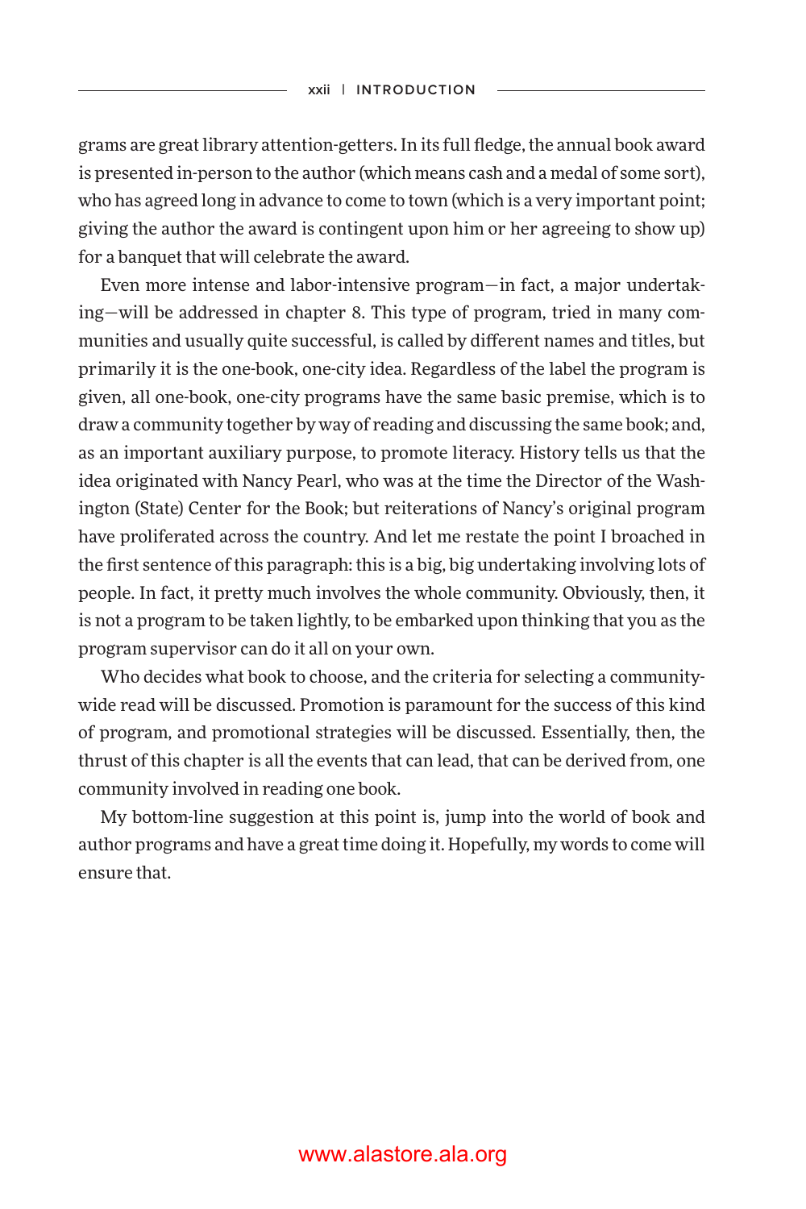grams are great library attention-getters. In its full fledge, the annual book award is presented in-person to the author (which means cash and a medal of some sort), who has agreed long in advance to come to town (which is a very important point; giving the author the award is contingent upon him or her agreeing to show up) for a banquet that will celebrate the award.

Even more intense and labor-intensive program—in fact, a major undertaking—will be addressed in chapter 8. This type of program, tried in many communities and usually quite successful, is called by different names and titles, but primarily it is the one-book, one-city idea. Regardless of the label the program is given, all one-book, one-city programs have the same basic premise, which is to draw a community together by way of reading and discussing the same book; and, as an important auxiliary purpose, to promote literacy. History tells us that the idea originated with Nancy Pearl, who was at the time the Director of the Washington (State) Center for the Book; but reiterations of Nancy's original program have proliferated across the country. And let me restate the point I broached in the first sentence of this paragraph: this is a big, big undertaking involving lots of people. In fact, it pretty much involves the whole community. Obviously, then, it is not a program to be taken lightly, to be embarked upon thinking that you as the program supervisor can do it all on your own.

Who decides what book to choose, and the criteria for selecting a community-wide read will be discussed. Promotion is paramount for the success of this kind of program, and promotional strategies will be discussed. Essentially, then, the thrust of this chapter is all the events that can lead, that can be derived from, one community involved in reading one book.

My bottom-line suggestion at this point is, jump into the world of book and author programs and have a great time doing it. Hopefully, my words to come will ensure that.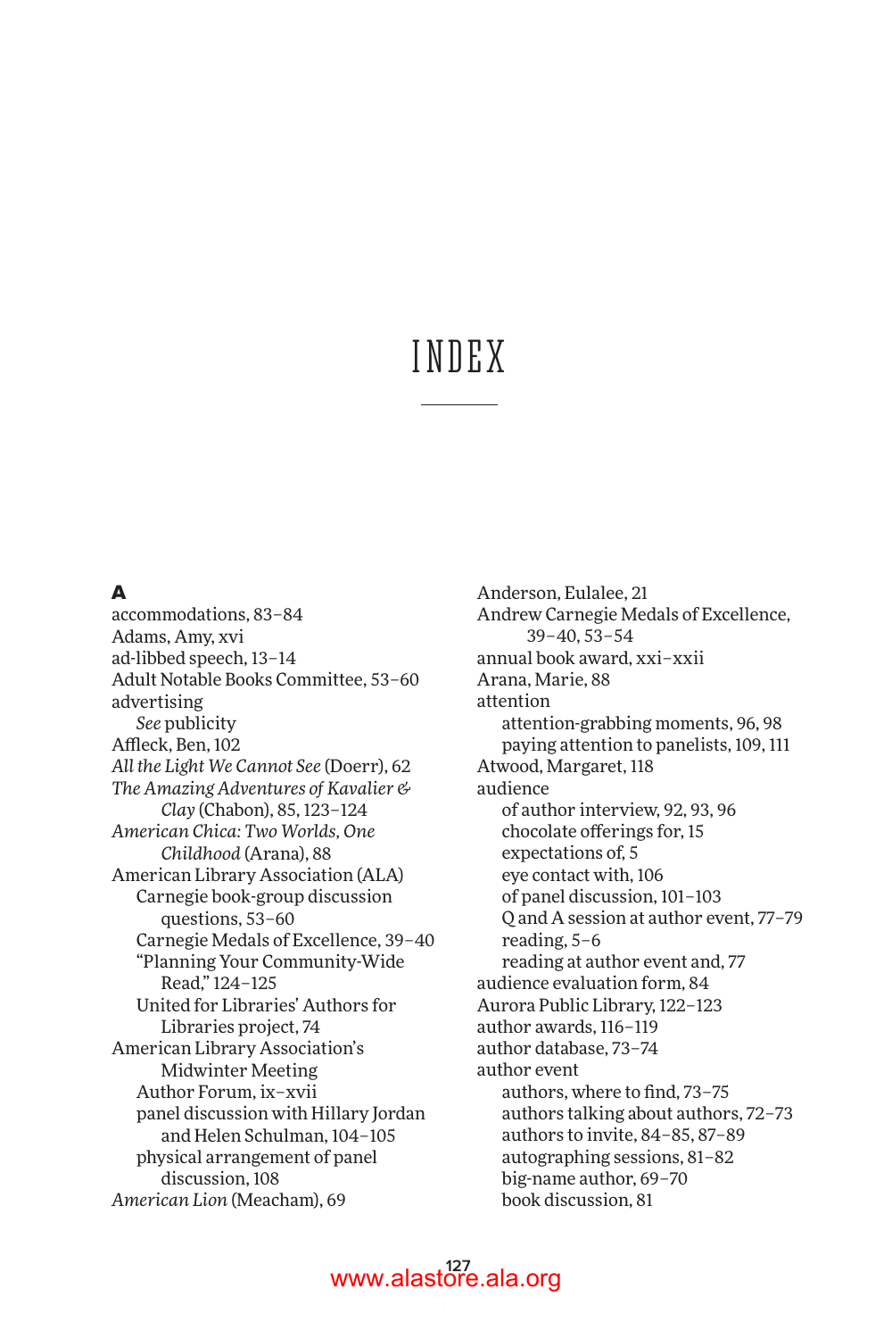# INDEX

## A

accommodations, 83–84
Adams, Amy, xvi
ad-libbed speech, 13–14
Adult Notable Books Committee, 53–60
advertising
  *See* publicity
Affleck, Ben, 102
*All the Light We Cannot See* (Doerr), 62
*The Amazing Adventures of Kavalier & Clay* (Chabon), 85, 123–124
*American Chica: Two Worlds, One Childhood* (Arana), 88
American Library Association (ALA)
  Carnegie book-group discussion questions, 53–60
  Carnegie Medals of Excellence, 39–40
  "Planning Your Community-Wide Read," 124–125
  United for Libraries' Authors for Libraries project, 74
American Library Association's Midwinter Meeting
  Author Forum, ix–xvii
  panel discussion with Hillary Jordan and Helen Schulman, 104–105
  physical arrangement of panel discussion, 108
*American Lion* (Meacham), 69
Anderson, Eulalee, 21
Andrew Carnegie Medals of Excellence, 39–40, 53–54
annual book award, xxi–xxii
Arana, Marie, 88
attention
  attention-grabbing moments, 96, 98
  paying attention to panelists, 109, 111
Atwood, Margaret, 118
audience
  of author interview, 92, 93, 96
  chocolate offerings for, 15
  expectations of, 5
  eye contact with, 106
  of panel discussion, 101–103
  Q and A session at author event, 77–79
  reading, 5–6
  reading at author event and, 77
audience evaluation form, 84
Aurora Public Library, 122–123
author awards, 116–119
author database, 73–74
author event
  authors, where to find, 73–75
  authors talking about authors, 72–73
  authors to invite, 84–85, 87–89
  autographing sessions, 81–82
  big-name author, 69–70
  book discussion, 81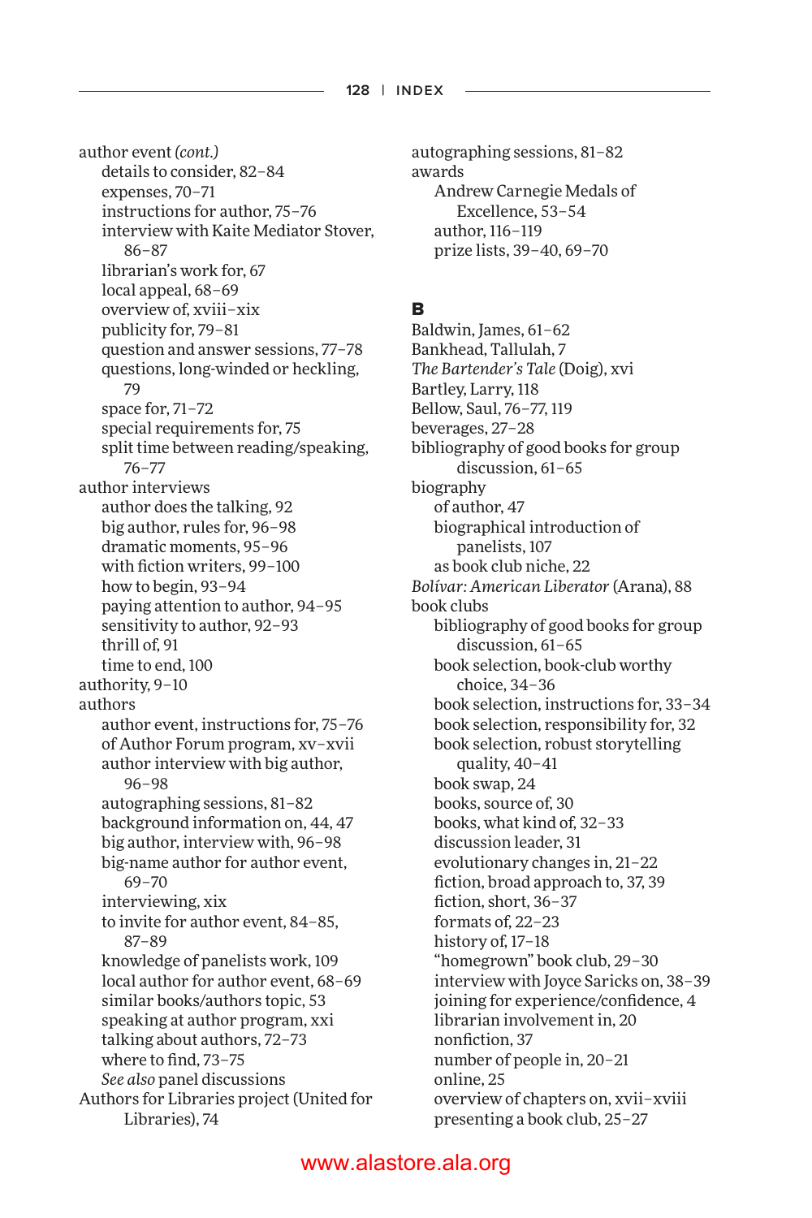author event *(cont.)*
- details to consider, 82–84
- expenses, 70–71
- instructions for author, 75–76
- interview with Kaite Mediator Stover, 86–87
- librarian's work for, 67
- local appeal, 68–69
- overview of, xviii–xix
- publicity for, 79–81
- question and answer sessions, 77–78
- questions, long-winded or heckling, 79
- space for, 71–72
- special requirements for, 75
- split time between reading/speaking, 76–77

author interviews
- author does the talking, 92
- big author, rules for, 96–98
- dramatic moments, 95–96
- with fiction writers, 99–100
- how to begin, 93–94
- paying attention to author, 94–95
- sensitivity to author, 92–93
- thrill of, 91
- time to end, 100

authority, 9–10

authors
- author event, instructions for, 75–76
- of Author Forum program, xv–xvii
- author interview with big author, 96–98
- autographing sessions, 81–82
- background information on, 44, 47
- big author, interview with, 96–98
- big-name author for author event, 69–70
- interviewing, xix
- to invite for author event, 84–85, 87–89
- knowledge of panelists work, 109
- local author for author event, 68–69
- similar books/authors topic, 53
- speaking at author program, xxi
- talking about authors, 72–73
- where to find, 73–75
- *See also* panel discussions

Authors for Libraries project (United for Libraries), 74

autographing sessions, 81–82

awards
- Andrew Carnegie Medals of Excellence, 53–54
- author, 116–119
- prize lists, 39–40, 69–70

## B

Baldwin, James, 61–62

Bankhead, Tallulah, 7

*The Bartender's Tale* (Doig), xvi

Bartley, Larry, 118

Bellow, Saul, 76–77, 119

beverages, 27–28

bibliography of good books for group discussion, 61–65

biography
- of author, 47
- biographical introduction of panelists, 107
- as book club niche, 22

*Bolívar: American Liberator* (Arana), 88

book clubs
- bibliography of good books for group discussion, 61–65
- book selection, book-club worthy choice, 34–36
- book selection, instructions for, 33–34
- book selection, responsibility for, 32
- book selection, robust storytelling quality, 40–41
- book swap, 24
- books, source of, 30
- books, what kind of, 32–33
- discussion leader, 31
- evolutionary changes in, 21–22
- fiction, broad approach to, 37, 39
- fiction, short, 36–37
- formats of, 22–23
- history of, 17–18
- "homegrown" book club, 29–30
- interview with Joyce Saricks on, 38–39
- joining for experience/confidence, 4
- librarian involvement in, 20
- nonfiction, 37
- number of people in, 20–21
- online, 25
- overview of chapters on, xvii–xviii
- presenting a book club, 25–27

www.alastore.ala.org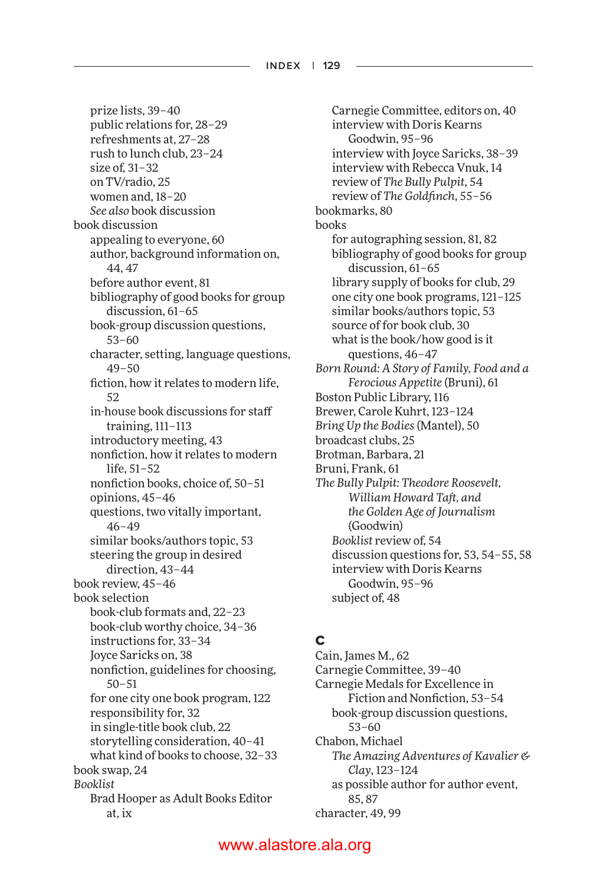- prize lists, 39–40
- public relations for, 28–29
- refreshments at, 27–28
- rush to lunch club, 23–24
- size of, 31–32
- on TV/radio, 25
- women and, 18–20
- *See also* book discussion

book discussion
- appealing to everyone, 60
- author, background information on, 44, 47
- before author event, 81
- bibliography of good books for group discussion, 61–65
- book-group discussion questions, 53–60
- character, setting, language questions, 49–50
- fiction, how it relates to modern life, 52
- in-house book discussions for staff training, 111–113
- introductory meeting, 43
- nonfiction, how it relates to modern life, 51–52
- nonfiction books, choice of, 50–51
- opinions, 45–46
- questions, two vitally important, 46–49
- similar books/authors topic, 53
- steering the group in desired direction, 43–44

book review, 45–46

book selection
- book-club formats and, 22–23
- book-club worthy choice, 34–36
- instructions for, 33–34
- Joyce Saricks on, 38
- nonfiction, guidelines for choosing, 50–51
- for one city one book program, 122
- responsibility for, 32
- in single-title book club, 22
- storytelling consideration, 40–41
- what kind of books to choose, 32–33

book swap, 24

*Booklist*
- Brad Hooper as Adult Books Editor at, ix
- Carnegie Committee, editors on, 40
- interview with Doris Kearns Goodwin, 95–96
- interview with Joyce Saricks, 38–39
- interview with Rebecca Vnuk, 14
- review of *The Bully Pulpit*, 54
- review of *The Goldfinch*, 55–56

bookmarks, 80

books
- for autographing session, 81, 82
- bibliography of good books for group discussion, 61–65
- library supply of books for club, 29
- one city one book programs, 121–125
- similar books/authors topic, 53
- source of for book club, 30
- what is the book/how good is it questions, 46–47

*Born Round: A Story of Family, Food and a Ferocious Appetite* (Bruni), 61

Boston Public Library, 116

Brewer, Carole Kuhrt, 123–124

*Bring Up the Bodies* (Mantel), 50

broadcast clubs, 25

Brotman, Barbara, 21

Bruni, Frank, 61

*The Bully Pulpit: Theodore Roosevelt, William Howard Taft, and the Golden Age of Journalism* (Goodwin)
- *Booklist* review of, 54
- discussion questions for, 53, 54–55, 58
- interview with Doris Kearns Goodwin, 95–96
- subject of, 48

## C

Cain, James M., 62

Carnegie Committee, 39–40

Carnegie Medals for Excellence in Fiction and Nonfiction, 53–54
- book-group discussion questions, 53–60

Chabon, Michael
- *The Amazing Adventures of Kavalier & Clay*, 123–124
- as possible author for author event, 85, 87

character, 49, 99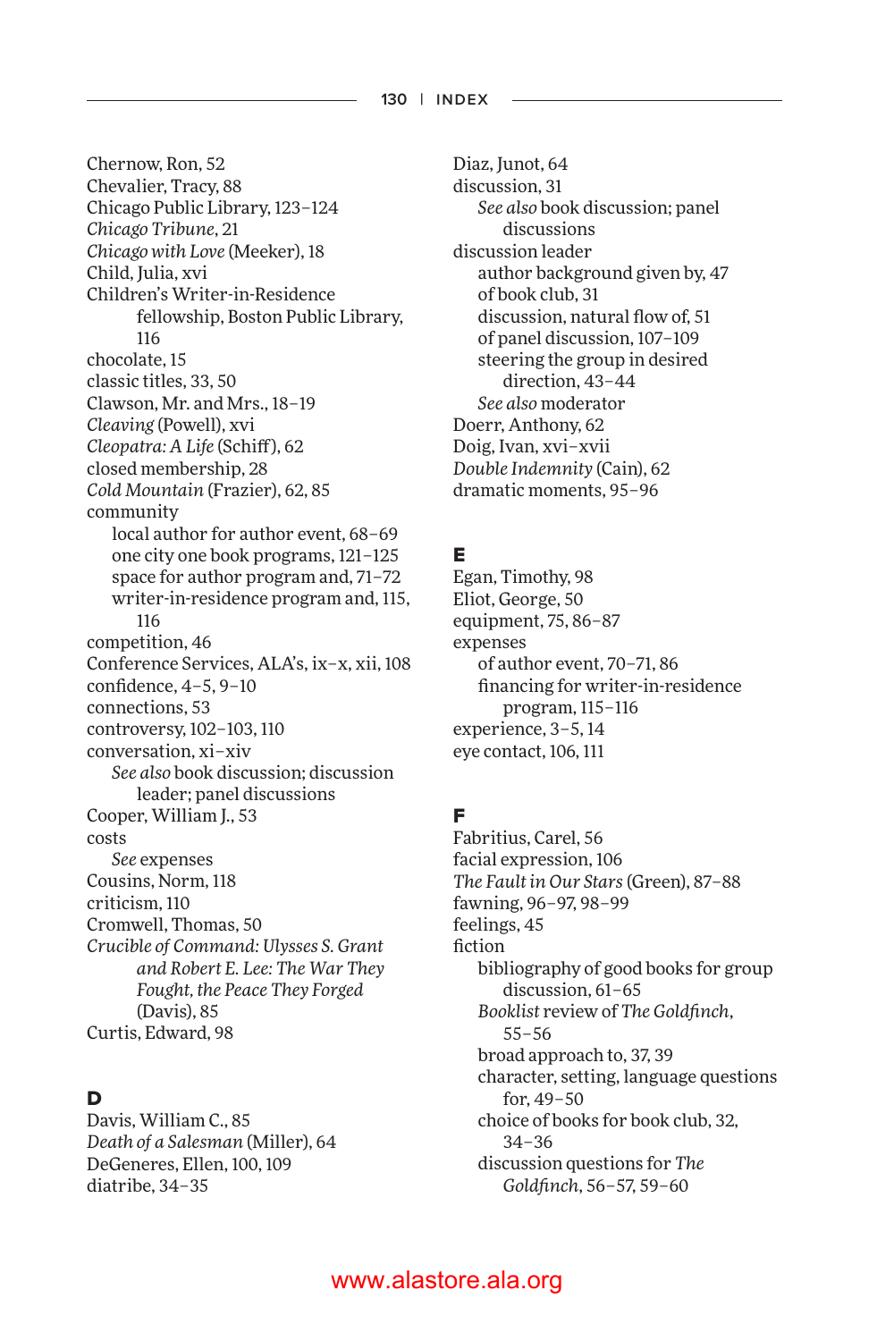Chernow, Ron, 52
Chevalier, Tracy, 88
Chicago Public Library, 123–124
*Chicago Tribune*, 21
*Chicago with Love* (Meeker), 18
Child, Julia, xvi
Children's Writer-in-Residence fellowship, Boston Public Library, 116
chocolate, 15
classic titles, 33, 50
Clawson, Mr. and Mrs., 18–19
*Cleaving* (Powell), xvi
*Cleopatra: A Life* (Schiff), 62
closed membership, 28
*Cold Mountain* (Frazier), 62, 85
community
- local author for author event, 68–69
- one city one book programs, 121–125
- space for author program and, 71–72
- writer-in-residence program and, 115, 116

competition, 46
Conference Services, ALA's, ix–x, xii, 108
confidence, 4–5, 9–10
connections, 53
controversy, 102–103, 110
conversation, xi–xiv
- *See also* book discussion; discussion leader; panel discussions

Cooper, William J., 53
costs
- *See* expenses

Cousins, Norm, 118
criticism, 110
Cromwell, Thomas, 50
*Crucible of Command: Ulysses S. Grant and Robert E. Lee: The War They Fought, the Peace They Forged* (Davis), 85
Curtis, Edward, 98

**D**

Davis, William C., 85
*Death of a Salesman* (Miller), 64
DeGeneres, Ellen, 100, 109
diatribe, 34–35
Diaz, Junot, 64
discussion, 31
- *See also* book discussion; panel discussions

discussion leader
- author background given by, 47
- of book club, 31
- discussion, natural flow of, 51
- of panel discussion, 107–109
- steering the group in desired direction, 43–44
- *See also* moderator

Doerr, Anthony, 62
Doig, Ivan, xvi–xvii
*Double Indemnity* (Cain), 62
dramatic moments, 95–96

**E**

Egan, Timothy, 98
Eliot, George, 50
equipment, 75, 86–87
expenses
- of author event, 70–71, 86
- financing for writer-in-residence program, 115–116

experience, 3–5, 14
eye contact, 106, 111

**F**

Fabritius, Carel, 56
facial expression, 106
*The Fault in Our Stars* (Green), 87–88
fawning, 96–97, 98–99
feelings, 45
fiction
- bibliography of good books for group discussion, 61–65
- *Booklist* review of *The Goldfinch*, 55–56
- broad approach to, 37, 39
- character, setting, language questions for, 49–50
- choice of books for book club, 32, 34–36
- discussion questions for *The Goldfinch*, 56–57, 59–60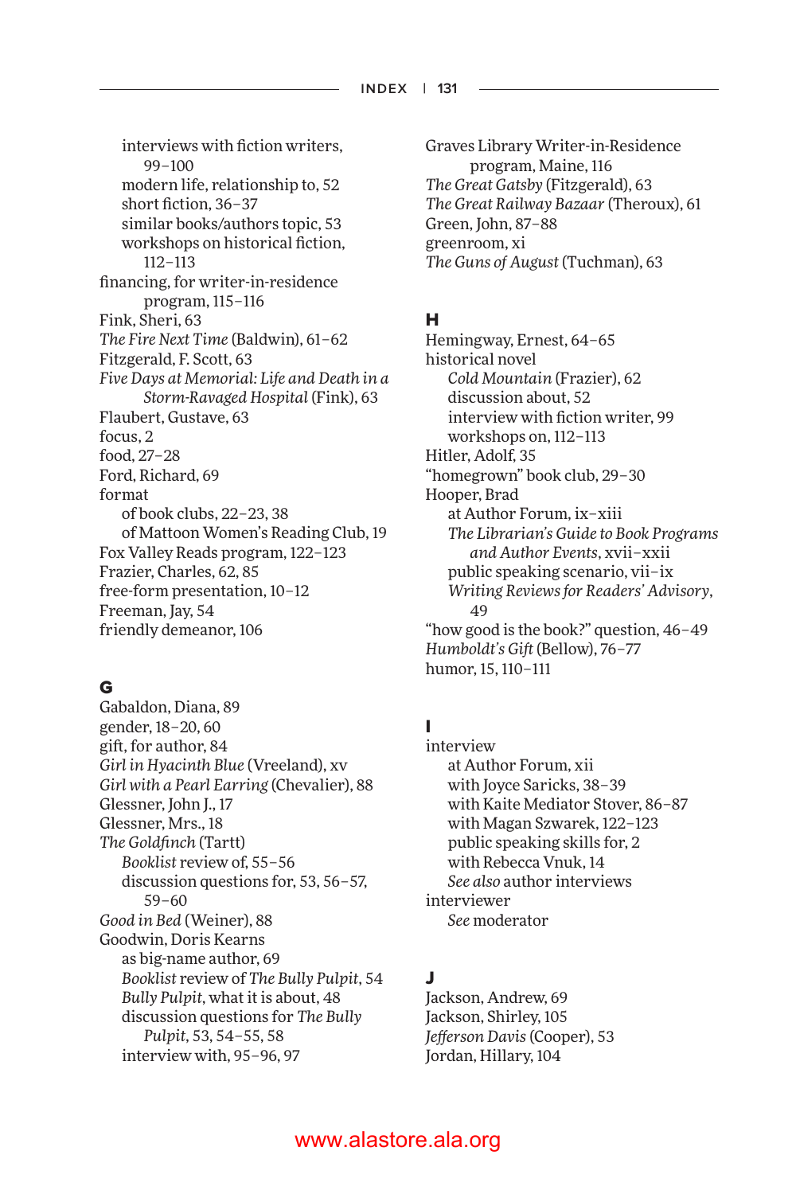interviews with fiction writers, 99–100
modern life, relationship to, 52
short fiction, 36–37
similar books/authors topic, 53
workshops on historical fiction, 112–113

financing, for writer-in-residence program, 115–116
Fink, Sheri, 63
*The Fire Next Time* (Baldwin), 61–62
Fitzgerald, F. Scott, 63
*Five Days at Memorial: Life and Death in a Storm-Ravaged Hospital* (Fink), 63
Flaubert, Gustave, 63
focus, 2
food, 27–28
Ford, Richard, 69
format
    of book clubs, 22–23, 38
    of Mattoon Women's Reading Club, 19
Fox Valley Reads program, 122–123
Frazier, Charles, 62, 85
free-form presentation, 10–12
Freeman, Jay, 54
friendly demeanor, 106

## G

Gabaldon, Diana, 89
gender, 18–20, 60
gift, for author, 84
*Girl in Hyacinth Blue* (Vreeland), xv
*Girl with a Pearl Earring* (Chevalier), 88
Glessner, John J., 17
Glessner, Mrs., 18
*The Goldfinch* (Tartt)
    *Booklist* review of, 55–56
    discussion questions for, 53, 56–57, 59–60
*Good in Bed* (Weiner), 88
Goodwin, Doris Kearns
    as big-name author, 69
    *Booklist* review of *The Bully Pulpit*, 54
    *Bully Pulpit*, what it is about, 48
    discussion questions for *The Bully Pulpit*, 53, 54–55, 58
    interview with, 95–96, 97
Graves Library Writer-in-Residence program, Maine, 116
*The Great Gatsby* (Fitzgerald), 63
*The Great Railway Bazaar* (Theroux), 61
Green, John, 87–88
greenroom, xi
*The Guns of August* (Tuchman), 63

## H

Hemingway, Ernest, 64–65
historical novel
    *Cold Mountain* (Frazier), 62
    discussion about, 52
    interview with fiction writer, 99
    workshops on, 112–113
Hitler, Adolf, 35
"homegrown" book club, 29–30
Hooper, Brad
    at Author Forum, ix–xiii
    *The Librarian's Guide to Book Programs and Author Events*, xvii–xxii
    public speaking scenario, vii–ix
    *Writing Reviews for Readers' Advisory*, 49
"how good is the book?" question, 46–49
*Humboldt's Gift* (Bellow), 76–77
humor, 15, 110–111

## I

interview
    at Author Forum, xii
    with Joyce Saricks, 38–39
    with Kaite Mediator Stover, 86–87
    with Magan Szwarek, 122–123
    public speaking skills for, 2
    with Rebecca Vnuk, 14
    *See also* author interviews
interviewer
    *See* moderator

## J

Jackson, Andrew, 69
Jackson, Shirley, 105
*Jefferson Davis* (Cooper), 53
Jordan, Hillary, 104

www.alastore.ala.org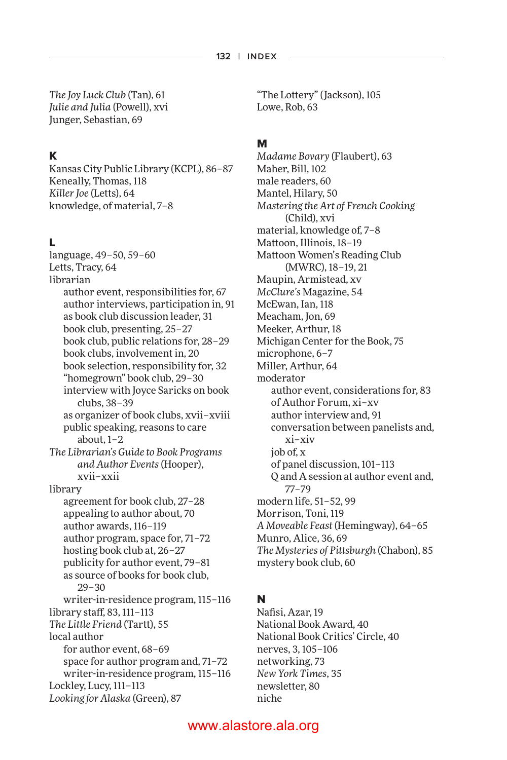*The Joy Luck Club* (Tan), 61
*Julie and Julia* (Powell), xvi
Junger, Sebastian, 69

## K

Kansas City Public Library (KCPL), 86–87
Keneally, Thomas, 118
*Killer Joe* (Letts), 64
knowledge, of material, 7–8

## L

language, 49–50, 59–60
Letts, Tracy, 64
librarian
- author event, responsibilities for, 67
- author interviews, participation in, 91
- as book club discussion leader, 31
- book club, presenting, 25–27
- book club, public relations for, 28–29
- book clubs, involvement in, 20
- book selection, responsibility for, 32
- "homegrown" book club, 29–30
- interview with Joyce Saricks on book clubs, 38–39
- as organizer of book clubs, xvii–xviii
- public speaking, reasons to care about, 1–2

*The Librarian's Guide to Book Programs and Author Events* (Hooper), xvii–xxii
library
- agreement for book club, 27–28
- appealing to author about, 70
- author awards, 116–119
- author program, space for, 71–72
- hosting book club at, 26–27
- publicity for author event, 79–81
- as source of books for book club, 29–30
- writer-in-residence program, 115–116

library staff, 83, 111–113
*The Little Friend* (Tartt), 55
local author
- for author event, 68–69
- space for author program and, 71–72
- writer-in-residence program, 115–116

Lockley, Lucy, 111–113
*Looking for Alaska* (Green), 87
"The Lottery" (Jackson), 105
Lowe, Rob, 63

## M

*Madame Bovary* (Flaubert), 63
Maher, Bill, 102
male readers, 60
Mantel, Hilary, 50
*Mastering the Art of French Cooking* (Child), xvi
material, knowledge of, 7–8
Mattoon, Illinois, 18–19
Mattoon Women's Reading Club (MWRC), 18–19, 21
Maupin, Armistead, xv
*McClure's* Magazine, 54
McEwan, Ian, 118
Meacham, Jon, 69
Meeker, Arthur, 18
Michigan Center for the Book, 75
microphone, 6–7
Miller, Arthur, 64
moderator
- author event, considerations for, 83
- of Author Forum, xi–xv
- author interview and, 91
- conversation between panelists and, xi–xiv
- job of, x
- of panel discussion, 101–113
- Q and A session at author event and, 77–79

modern life, 51–52, 99
Morrison, Toni, 119
*A Moveable Feast* (Hemingway), 64–65
Munro, Alice, 36, 69
*The Mysteries of Pittsburgh* (Chabon), 85
mystery book club, 60

## N

Nafisi, Azar, 19
National Book Award, 40
National Book Critics' Circle, 40
nerves, 3, 105–106
networking, 73
*New York Times*, 35
newsletter, 80
niche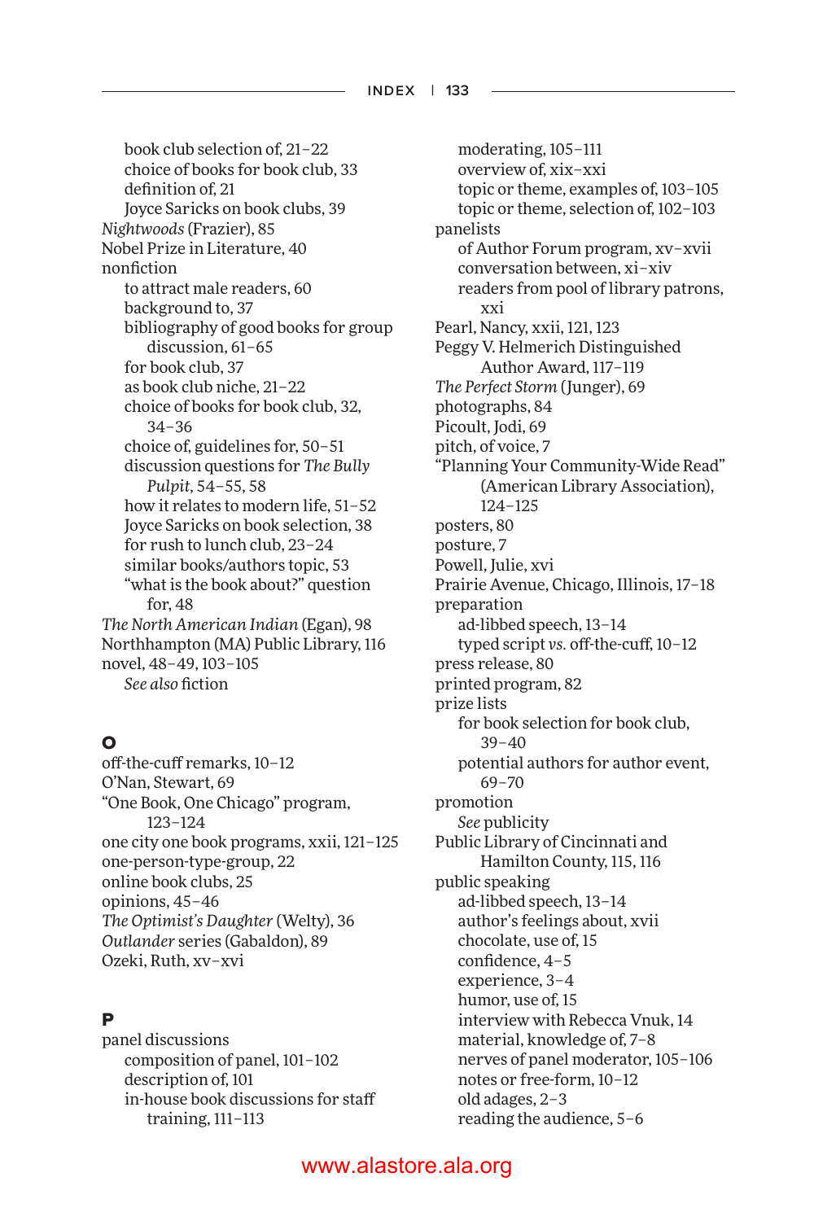- book club selection of, 21–22
  - choice of books for book club, 33
  - definition of, 21
  - Joyce Saricks on book clubs, 39
- *Nightwoods* (Frazier), 85
- Nobel Prize in Literature, 40
- nonfiction
  - to attract male readers, 60
  - background to, 37
  - bibliography of good books for group discussion, 61–65
  - for book club, 37
  - as book club niche, 21–22
  - choice of books for book club, 32, 34–36
  - choice of, guidelines for, 50–51
  - discussion questions for *The Bully Pulpit*, 54–55, 58
  - how it relates to modern life, 51–52
  - Joyce Saricks on book selection, 38
  - for rush to lunch club, 23–24
  - similar books/authors topic, 53
  - "what is the book about?" question for, 48
- *The North American Indian* (Egan), 98
- Northhampton (MA) Public Library, 116
- novel, 48–49, 103–105
  - *See also* fiction

## O

- off-the-cuff remarks, 10–12
- O'Nan, Stewart, 69
- "One Book, One Chicago" program, 123–124
- one city one book programs, xxii, 121–125
- one-person-type-group, 22
- online book clubs, 25
- opinions, 45–46
- *The Optimist's Daughter* (Welty), 36
- *Outlander* series (Gabaldon), 89
- Ozeki, Ruth, xv–xvi

## P

- panel discussions
  - composition of panel, 101–102
  - description of, 101
  - in-house book discussions for staff training, 111–113
  - moderating, 105–111
  - overview of, xix–xxi
  - topic or theme, examples of, 103–105
  - topic or theme, selection of, 102–103
- panelists
  - of Author Forum program, xv–xvii
  - conversation between, xi–xiv
  - readers from pool of library patrons, xxi
- Pearl, Nancy, xxii, 121, 123
- Peggy V. Helmerich Distinguished Author Award, 117–119
- *The Perfect Storm* (Junger), 69
- photographs, 84
- Picoult, Jodi, 69
- pitch, of voice, 7
- "Planning Your Community-Wide Read" (American Library Association), 124–125
- posters, 80
- posture, 7
- Powell, Julie, xvi
- Prairie Avenue, Chicago, Illinois, 17–18
- preparation
  - ad-libbed speech, 13–14
  - typed script *vs.* off-the-cuff, 10–12
- press release, 80
- printed program, 82
- prize lists
  - for book selection for book club, 39–40
  - potential authors for author event, 69–70
- promotion
  - *See* publicity
- Public Library of Cincinnati and Hamilton County, 115, 116
- public speaking
  - ad-libbed speech, 13–14
  - author's feelings about, xvii
  - chocolate, use of, 15
  - confidence, 4–5
  - experience, 3–4
  - humor, use of, 15
  - interview with Rebecca Vnuk, 14
  - material, knowledge of, 7–8
  - nerves of panel moderator, 105–106
  - notes or free-form, 10–12
  - old adages, 2–3
  - reading the audience, 5–6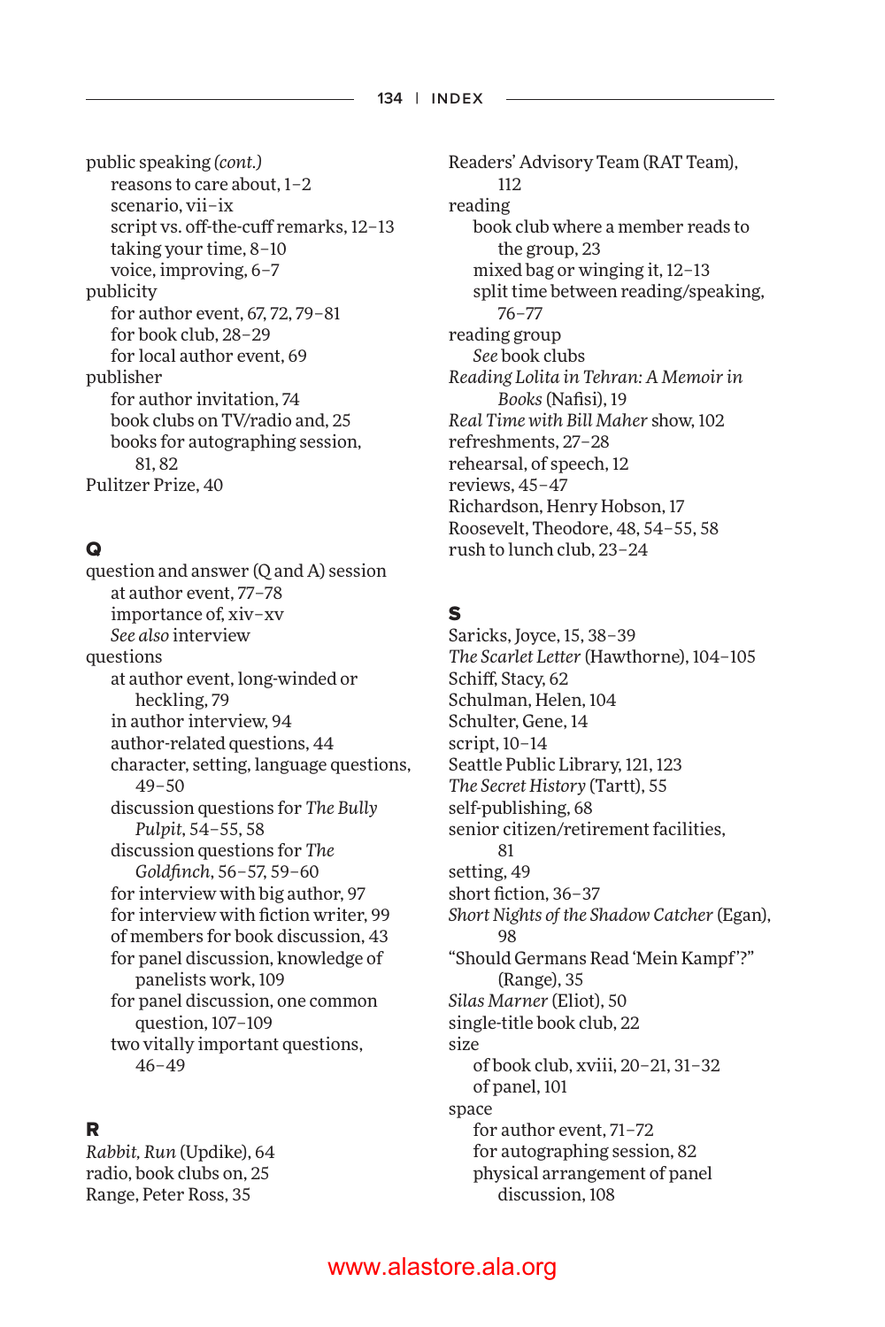public speaking *(cont.)*
- reasons to care about, 1–2
- scenario, vii–ix
- script vs. off-the-cuff remarks, 12–13
- taking your time, 8–10
- voice, improving, 6–7

publicity
- for author event, 67, 72, 79–81
- for book club, 28–29
- for local author event, 69

publisher
- for author invitation, 74
- book clubs on TV/radio and, 25
- books for autographing session, 81, 82

Pulitzer Prize, 40

## Q

question and answer (Q and A) session
- at author event, 77–78
- importance of, xiv–xv
- *See also* interview

questions
- at author event, long-winded or heckling, 79
- in author interview, 94
- author-related questions, 44
- character, setting, language questions, 49–50
- discussion questions for *The Bully Pulpit*, 54–55, 58
- discussion questions for *The Goldfinch*, 56–57, 59–60
- for interview with big author, 97
- for interview with fiction writer, 99
- of members for book discussion, 43
- for panel discussion, knowledge of panelists work, 109
- for panel discussion, one common question, 107–109
- two vitally important questions, 46–49

## R

*Rabbit, Run* (Updike), 64
radio, book clubs on, 25
Range, Peter Ross, 35
Readers' Advisory Team (RAT Team), 112

reading
- book club where a member reads to the group, 23
- mixed bag or winging it, 12–13
- split time between reading/speaking, 76–77

reading group
- *See* book clubs

*Reading Lolita in Tehran: A Memoir in Books* (Nafisi), 19
*Real Time with Bill Maher* show, 102
refreshments, 27–28
rehearsal, of speech, 12
reviews, 45–47
Richardson, Henry Hobson, 17
Roosevelt, Theodore, 48, 54–55, 58
rush to lunch club, 23–24

## S

Saricks, Joyce, 15, 38–39
*The Scarlet Letter* (Hawthorne), 104–105
Schiff, Stacy, 62
Schulman, Helen, 104
Schulter, Gene, 14
script, 10–14
Seattle Public Library, 121, 123
*The Secret History* (Tartt), 55
self-publishing, 68
senior citizen/retirement facilities, 81
setting, 49
short fiction, 36–37
*Short Nights of the Shadow Catcher* (Egan), 98
"Should Germans Read 'Mein Kampf'?" (Range), 35
*Silas Marner* (Eliot), 50
single-title book club, 22

size
- of book club, xviii, 20–21, 31–32
- of panel, 101

space
- for author event, 71–72
- for autographing session, 82
- physical arrangement of panel discussion, 108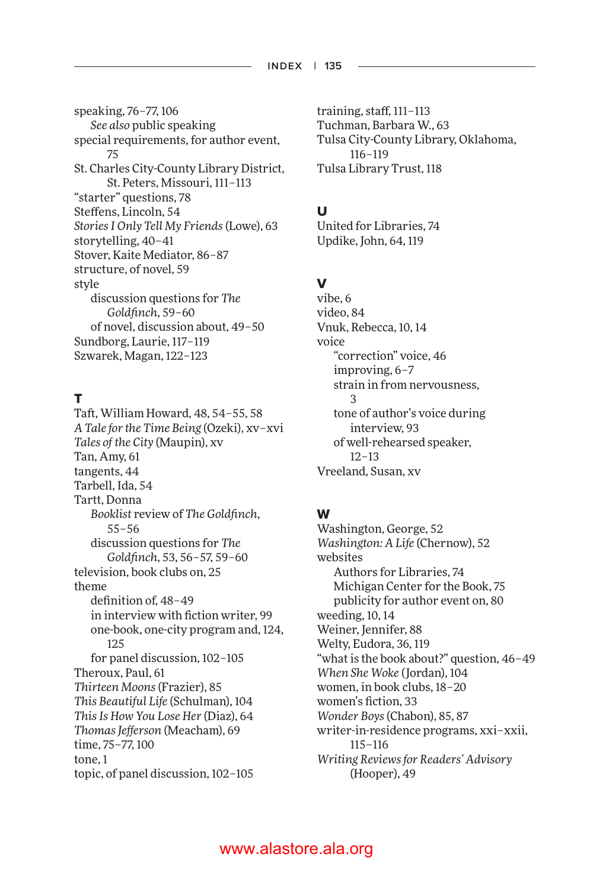speaking, 76–77, 106
  *See also* public speaking
special requirements, for author event, 75
St. Charles City-County Library District, St. Peters, Missouri, 111–113
"starter" questions, 78
Steffens, Lincoln, 54
*Stories I Only Tell My Friends* (Lowe), 63
storytelling, 40–41
Stover, Kaite Mediator, 86–87
structure, of novel, 59
style
  discussion questions for *The Goldfinch*, 59–60
  of novel, discussion about, 49–50
Sundborg, Laurie, 117–119
Szwarek, Magan, 122–123

## T

Taft, William Howard, 48, 54–55, 58
*A Tale for the Time Being* (Ozeki), xv–xvi
*Tales of the City* (Maupin), xv
Tan, Amy, 61
tangents, 44
Tarbell, Ida, 54
Tartt, Donna
  *Booklist* review of *The Goldfinch*, 55–56
  discussion questions for *The Goldfinch*, 53, 56–57, 59–60
television, book clubs on, 25
theme
  definition of, 48–49
  in interview with fiction writer, 99
  one-book, one-city program and, 124, 125
  for panel discussion, 102–105
Theroux, Paul, 61
*Thirteen Moons* (Frazier), 85
*This Beautiful Life* (Schulman), 104
*This Is How You Lose Her* (Diaz), 64
*Thomas Jefferson* (Meacham), 69
time, 75–77, 100
tone, 1
topic, of panel discussion, 102–105
training, staff, 111–113
Tuchman, Barbara W., 63
Tulsa City-County Library, Oklahoma, 116–119
Tulsa Library Trust, 118

## U

United for Libraries, 74
Updike, John, 64, 119

## V

vibe, 6
video, 84
Vnuk, Rebecca, 10, 14
voice
  "correction" voice, 46
  improving, 6–7
  strain in from nervousness, 3
  tone of author's voice during interview, 93
  of well-rehearsed speaker, 12–13
Vreeland, Susan, xv

## W

Washington, George, 52
*Washington: A Life* (Chernow), 52
websites
  Authors for Libraries, 74
  Michigan Center for the Book, 75
  publicity for author event on, 80
weeding, 10, 14
Weiner, Jennifer, 88
Welty, Eudora, 36, 119
"what is the book about?" question, 46–49
*When She Woke* (Jordan), 104
women, in book clubs, 18–20
women's fiction, 33
*Wonder Boys* (Chabon), 85, 87
writer-in-residence programs, xxi–xxii, 115–116
*Writing Reviews for Readers' Advisory* (Hooper), 49